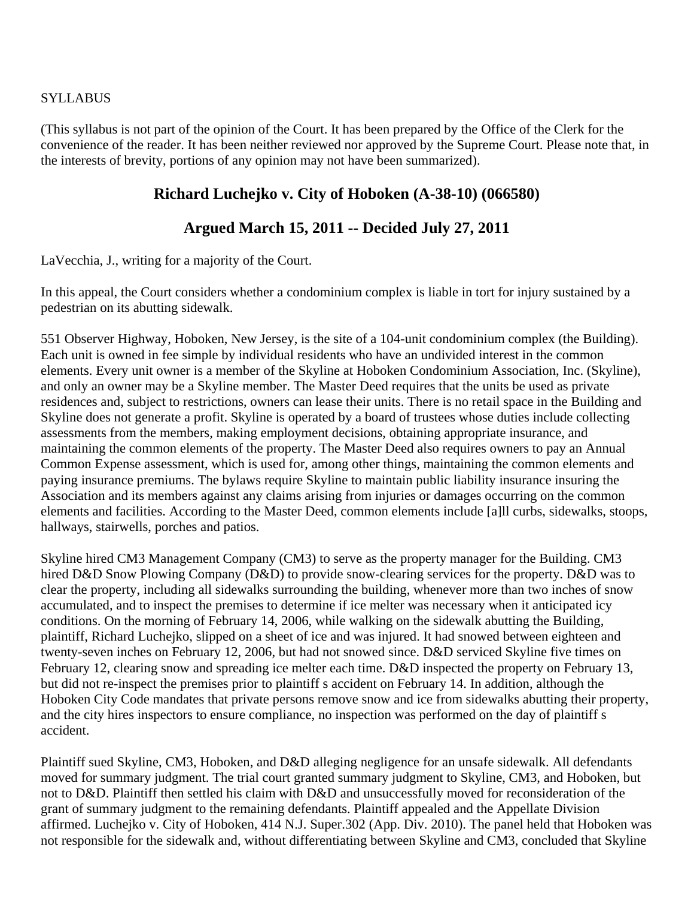SYLLABUS

(This syllabus is not part of the opinion of the Court. It has been prepared by the Office of the Clerk for the convenience of the reader. It has been neither reviewed nor approved by the Supreme Court. Please note that, in the interests of brevity, portions of any opinion may not have been summarized).

## Richard Luchejko v. City of Hoboken (A-38-10) (066580)

## Argued March 15, 2011 -- Decided July 27, 2011

LaVecchia, J., writing for a majority of the Court.

In this appeal, the Court considers whether a condominium complex is liable in tort for injury sustained by a pedestrian on its abutting sidewalk.

551 Observer Highway, Hoboken, New Jersey, is the site of a 104-unit condominium complex (the Building). Each unit is owned in fee simple by individual residents who have an undivided interest in the common elements. Every unit owner is a member of the Skyline at Hoboken Condominium Association, Inc. (Skyline), and only an owner may be a Skyline member. The Master Deed requires that the units be used as private residences and, subject to restrictions, owners can lease their units. There is no retail space in the Building and Skyline does not generate a profit. Skyline is operated by a board of trustees whose duties include collecting assessments from the members, making employment decisions, obtaining appropriate insurance, and maintaining the common elements of the property. The Master Deed also requires owners to pay an Annual Common Expense assessment, which is used for, among other things, maintaining the common elements and paying insurance premiums. The bylaws require Skyline to maintain public liability insurance insuring the Association and its members against any claims arising from injuries or damages occurring on the common elements and facilities. According to the Master Deed, common elements include [a]ll curbs, sidewalks, stoops, hallways, stairwells, porches and patios.

Skyline hired CM3 Management Company (CM3) to serve as the property manager for the Building. CM3 hired D&D Snow Plowing Company (D&D) to provide snow-clearing services for the property. D&D was to clear the property, including all sidewalks surrounding the building, whenever more than two inches of snow accumulated, and to inspect the premises to determine if ice melter was necessary when it anticipated icy conditions. On the morning of February 14, 2006, while walking on the sidewalk abutting the Building, plaintiff, Richard Luchejko, slipped on a sheet of ice and was injured. It had snowed between eighteen and twenty-seven inches on February 12, 2006, but had not snowed since. D&D serviced Skyline five times on February 12, clearing snow and spreading ice melter each time. D&D inspected the property on February 13, but did not re-inspect the premises prior to plaintiff s accident on February 14. In addition, although the Hoboken City Code mandates that private persons remove snow and ice from sidewalks abutting their property, and the city hires inspectors to ensure compliance, no inspection was performed on the day of plaintiff s accident.

Plaintiff sued Skyline, CM3, Hoboken, and D&D alleging negligence for an unsafe sidewalk. All defendants moved for summary judgment. The trial court granted summary judgment to Skyline, CM3, and Hoboken, but not to D&D. Plaintiff then settled his claim with D&D and unsuccessfully moved for reconsideration of the grant of summary judgment to the remaining defendants. Plaintiff appealed and the Appellate Division affirmed. Luchejko v. City of Hoboken, 414 N.J. Super.302 (App. Div. 2010). The panel held that Hoboken was not responsible for the sidewalk and, without differentiating between Skyline and CM3, concluded that Skyline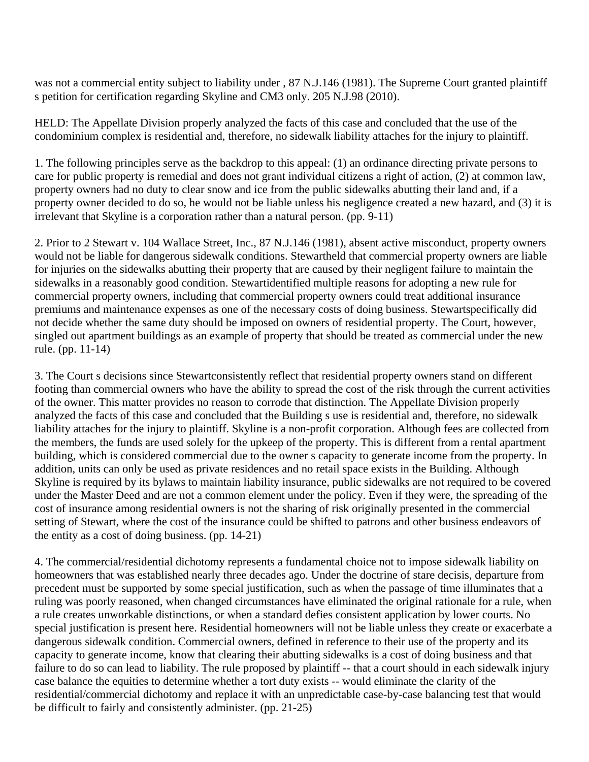was not a commercial entity subject to liability under , 87 N.J.146 (1981). The Supreme Court granted plaintiff s petition for certification regarding Skyline and CM3 only. 205 N.J.98 (2010).

HELD: The Appellate Division properly analyzed the facts of this case and concluded that the use of the condominium complex is residential and, therefore, no sidewalk liability attaches for the injury to plaintiff.

1. The following principles serve as the backdrop to this appeal: (1) an ordinance directing private persons to care for public property is remedial and does not grant individual citizens a right of action, (2) at common law, property owners had no duty to clear snow and ice from the public sidewalks abutting their land and, if a property owner decided to do so, he would not be liable unless his negligence created a new hazard, and (3) it is irrelevant that Skyline is a corporation rather than a natural person. (pp. 9-11)

2. Prior to 2 Stewart v. 104 Wallace Street, Inc., 87 N.J.146 (1981), absent active misconduct, property owners would not be liable for dangerous sidewalk conditions. Stewartheld that commercial property owners are liable for injuries on the sidewalks abutting their property that are caused by their negligent failure to maintain the sidewalks in a reasonably good condition. Stewartidentified multiple reasons for adopting a new rule for commercial property owners, including that commercial property owners could treat additional insurance premiums and maintenance expenses as one of the necessary costs of doing business. Stewartspecifically did not decide whether the same duty should be imposed on owners of residential property. The Court, however, singled out apartment buildings as an example of property that should be treated as commercial under the new rule. (pp. 11-14)

3. The Court s decisions since Stewartconsistently reflect that residential property owners stand on different footing than commercial owners who have the ability to spread the cost of the risk through the current activities of the owner. This matter provides no reason to corrode that distinction. The Appellate Division properly analyzed the facts of this case and concluded that the Building s use is residential and, therefore, no sidewalk liability attaches for the injury to plaintiff. Skyline is a non-profit corporation. Although fees are collected from the members, the funds are used solely for the upkeep of the property. This is different from a rental apartment building, which is considered commercial due to the owner s capacity to generate income from the property. In addition, units can only be used as private residences and no retail space exists in the Building. Although Skyline is required by its bylaws to maintain liability insurance, public sidewalks are not required to be covered under the Master Deed and are not a common element under the policy. Even if they were, the spreading of the cost of insurance among residential owners is not the sharing of risk originally presented in the commercial setting of Stewart, where the cost of the insurance could be shifted to patrons and other business endeavors of the entity as a cost of doing business. (pp. 14-21)

4. The commercial/residential dichotomy represents a fundamental choice not to impose sidewalk liability on homeowners that was established nearly three decades ago. Under the doctrine of stare decisis, departure from precedent must be supported by some special justification, such as when the passage of time illuminates that a ruling was poorly reasoned, when changed circumstances have eliminated the original rationale for a rule, when a rule creates unworkable distinctions, or when a standard defies consistent application by lower courts. No special justification is present here. Residential homeowners will not be liable unless they create or exacerbate a dangerous sidewalk condition. Commercial owners, defined in reference to their use of the property and its capacity to generate income, know that clearing their abutting sidewalks is a cost of doing business and that failure to do so can lead to liability. The rule proposed by plaintiff -- that a court should in each sidewalk injury case balance the equities to determine whether a tort duty exists -- would eliminate the clarity of the residential/commercial dichotomy and replace it with an unpredictable case-by-case balancing test that would be difficult to fairly and consistently administer. (pp. 21-25)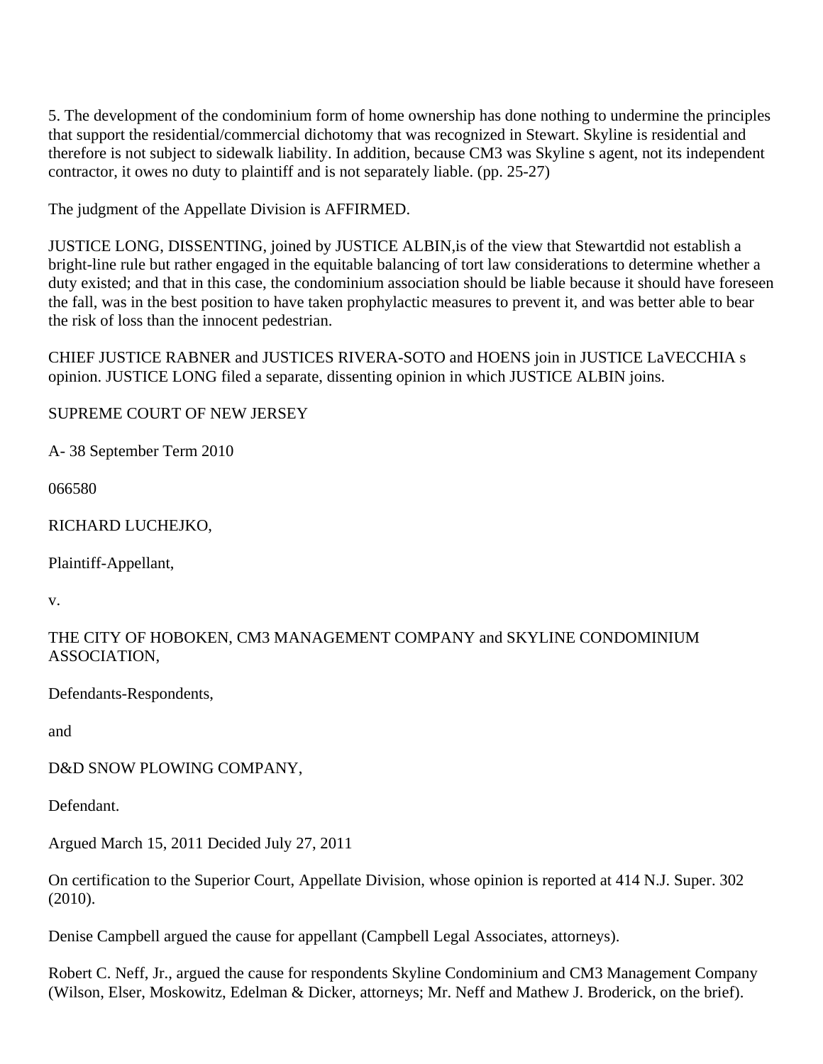5. The development of the condominium form of home ownership has done nothing to undermine the principles that support the residential/commercial dichotomy that was recognized in Stewart. Skyline is residential and therefore is not subject to sidewalk liability. In addition, because CM3 was Skyline s agent, not its independent contractor, it owes no duty to plaintiff and is not separately liable. (pp. 25-27)

The judgment of the Appellate Division is AFFIRMED.

JUSTICE LONG, DISSENTING, joined by JUSTICE ALBIN,is of the view that Stewartdid not establish a bright-line rule but rather engaged in the equitable balancing of tort law considerations to determine whether a duty existed; and that in this case, the condominium association should be liable because it should have foreseen the fall, was in the best position to have taken prophylactic measures to prevent it, and was better able to bear the risk of loss than the innocent pedestrian.

CHIEF JUSTICE RABNER and JUSTICES RIVERA-SOTO and HOENS join in JUSTICE LaVECCHIA s opinion. JUSTICE LONG filed a separate, dissenting opinion in which JUSTICE ALBIN joins.

SUPREME COURT OF NEW JERSEY

A- 38 September Term 2010

066580

RICHARD LUCHEJKO,

Plaintiff-Appellant,

v.

THE CITY OF HOBOKEN, CM3 MANAGEMENT COMPANY and SKYLINE CONDOMINIUM ASSOCIATION,

Defendants-Respondents,

and

D&D SNOW PLOWING COMPANY,

Defendant.

Argued March 15, 2011 Decided July 27, 2011

On certification to the Superior Court, Appellate Division, whose opinion is reported at 414 N.J. Super. 302 (2010).

Denise Campbell argued the cause for appellant (Campbell Legal Associates, attorneys).

Robert C. Neff, Jr., argued the cause for respondents Skyline Condominium and CM3 Management Company (Wilson, Elser, Moskowitz, Edelman & Dicker, attorneys; Mr. Neff and Mathew J. Broderick, on the brief).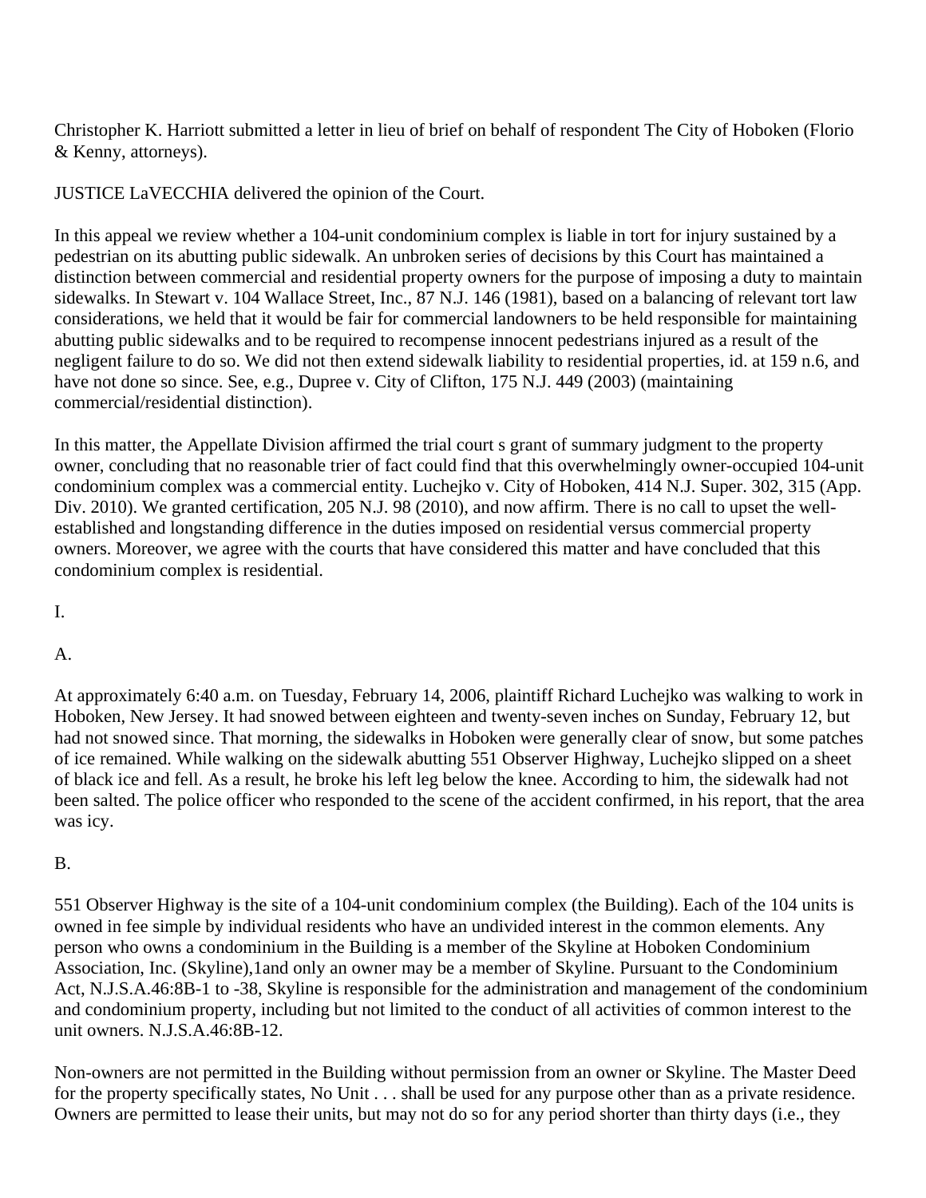Christopher K. Harriott submitted a letter in lieu of brief on behalf of respondent The City of Hoboken (Florio & Kenny, attorneys).

JUSTICE LaVECCHIA delivered the opinion of the Court.

In this appeal we review whether a 104-unit condominium complex is liable in tort for injury sustained by a pedestrian on its abutting public sidewalk. An unbroken series of decisions by this Court has maintained a distinction between commercial and residential property owners for the purpose of imposing a duty to maintain sidewalks. In Stewart v. 104 Wallace Street, Inc., 87 N.J. 146 (1981), based on a balancing of relevant tort law considerations, we held that it would be fair for commercial landowners to be held responsible for maintaining abutting public sidewalks and to be required to recompense innocent pedestrians injured as a result of the negligent failure to do so. We did not then extend sidewalk liability to residential properties, id. at 159 n.6, and have not done so since. See, e.g., Dupree v. City of Clifton, 175 N.J. 449 (2003) (maintaining commercial/residential distinction).

In this matter, the Appellate Division affirmed the trial court s grant of summary judgment to the property owner, concluding that no reasonable trier of fact could find that this overwhelmingly owner-occupied 104-unit condominium complex was a commercial entity. Luchejko v. City of Hoboken, 414 N.J. Super. 302, 315 (App. Div. 2010). We granted certification, 205 N.J. 98 (2010), and now affirm. There is no call to upset the well-established and longstanding difference in the duties imposed on residential versus commercial property owners. Moreover, we agree with the courts that have considered this matter and have concluded that this condominium complex is residential.

I.

A.

At approximately 6:40 a.m. on Tuesday, February 14, 2006, plaintiff Richard Luchejko was walking to work in Hoboken, New Jersey. It had snowed between eighteen and twenty-seven inches on Sunday, February 12, but had not snowed since. That morning, the sidewalks in Hoboken were generally clear of snow, but some patches of ice remained. While walking on the sidewalk abutting 551 Observer Highway, Luchejko slipped on a sheet of black ice and fell. As a result, he broke his left leg below the knee. According to him, the sidewalk had not been salted. The police officer who responded to the scene of the accident confirmed, in his report, that the area was icy.

B.

551 Observer Highway is the site of a 104-unit condominium complex (the Building). Each of the 104 units is owned in fee simple by individual residents who have an undivided interest in the common elements. Any person who owns a condominium in the Building is a member of the Skyline at Hoboken Condominium Association, Inc. (Skyline),[1] and only an owner may be a member of Skyline. Pursuant to the Condominium Act, N.J.S.A.46:8B-1 to -38, Skyline is responsible for the administration and management of the condominium and condominium property, including but not limited to the conduct of all activities of common interest to the unit owners. N.J.S.A.46:8B-12.

Non-owners are not permitted in the Building without permission from an owner or Skyline. The Master Deed for the property specifically states, No Unit . . . shall be used for any purpose other than as a private residence. Owners are permitted to lease their units, but may not do so for any period shorter than thirty days (i.e., they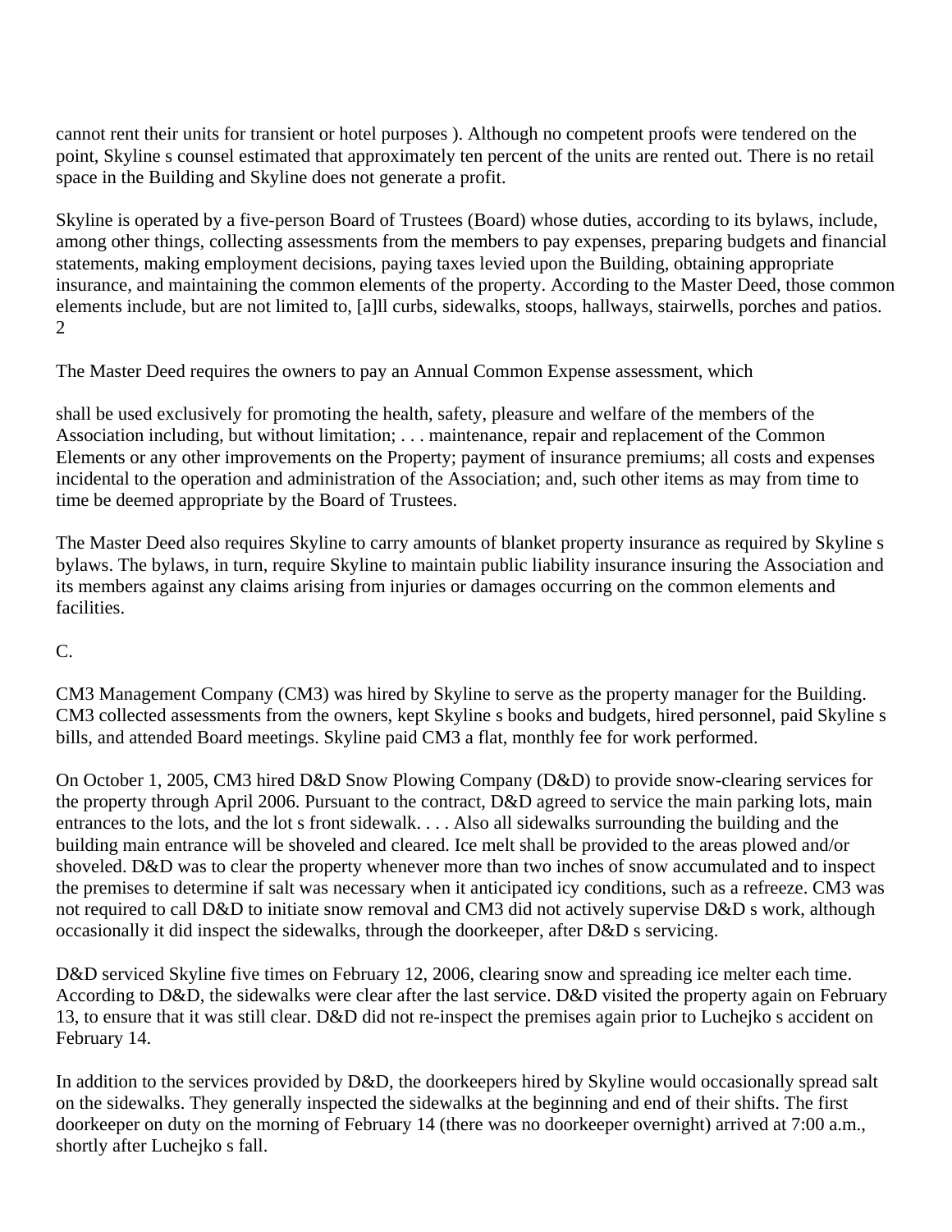cannot rent their units for transient or hotel purposes ). Although no competent proofs were tendered on the point, Skyline s counsel estimated that approximately ten percent of the units are rented out. There is no retail space in the Building and Skyline does not generate a profit.

Skyline is operated by a five-person Board of Trustees (Board) whose duties, according to its bylaws, include, among other things, collecting assessments from the members to pay expenses, preparing budgets and financial statements, making employment decisions, paying taxes levied upon the Building, obtaining appropriate insurance, and maintaining the common elements of the property. According to the Master Deed, those common elements include, but are not limited to, [a]ll curbs, sidewalks, stoops, hallways, stairwells, porches and patios. 2

The Master Deed requires the owners to pay an Annual Common Expense assessment, which

shall be used exclusively for promoting the health, safety, pleasure and welfare of the members of the Association including, but without limitation; . . . maintenance, repair and replacement of the Common Elements or any other improvements on the Property; payment of insurance premiums; all costs and expenses incidental to the operation and administration of the Association; and, such other items as may from time to time be deemed appropriate by the Board of Trustees.

The Master Deed also requires Skyline to carry amounts of blanket property insurance as required by Skyline s bylaws. The bylaws, in turn, require Skyline to maintain public liability insurance insuring the Association and its members against any claims arising from injuries or damages occurring on the common elements and facilities.

C.

CM3 Management Company (CM3) was hired by Skyline to serve as the property manager for the Building. CM3 collected assessments from the owners, kept Skyline s books and budgets, hired personnel, paid Skyline s bills, and attended Board meetings. Skyline paid CM3 a flat, monthly fee for work performed.

On October 1, 2005, CM3 hired D&D Snow Plowing Company (D&D) to provide snow-clearing services for the property through April 2006. Pursuant to the contract, D&D agreed to service the main parking lots, main entrances to the lots, and the lot s front sidewalk. . . . Also all sidewalks surrounding the building and the building main entrance will be shoveled and cleared. Ice melt shall be provided to the areas plowed and/or shoveled. D&D was to clear the property whenever more than two inches of snow accumulated and to inspect the premises to determine if salt was necessary when it anticipated icy conditions, such as a refreeze. CM3 was not required to call D&D to initiate snow removal and CM3 did not actively supervise D&D s work, although occasionally it did inspect the sidewalks, through the doorkeeper, after D&D s servicing.

D&D serviced Skyline five times on February 12, 2006, clearing snow and spreading ice melter each time. According to D&D, the sidewalks were clear after the last service. D&D visited the property again on February 13, to ensure that it was still clear. D&D did not re-inspect the premises again prior to Luchejko s accident on February 14.

In addition to the services provided by D&D, the doorkeepers hired by Skyline would occasionally spread salt on the sidewalks. They generally inspected the sidewalks at the beginning and end of their shifts. The first doorkeeper on duty on the morning of February 14 (there was no doorkeeper overnight) arrived at 7:00 a.m., shortly after Luchejko s fall.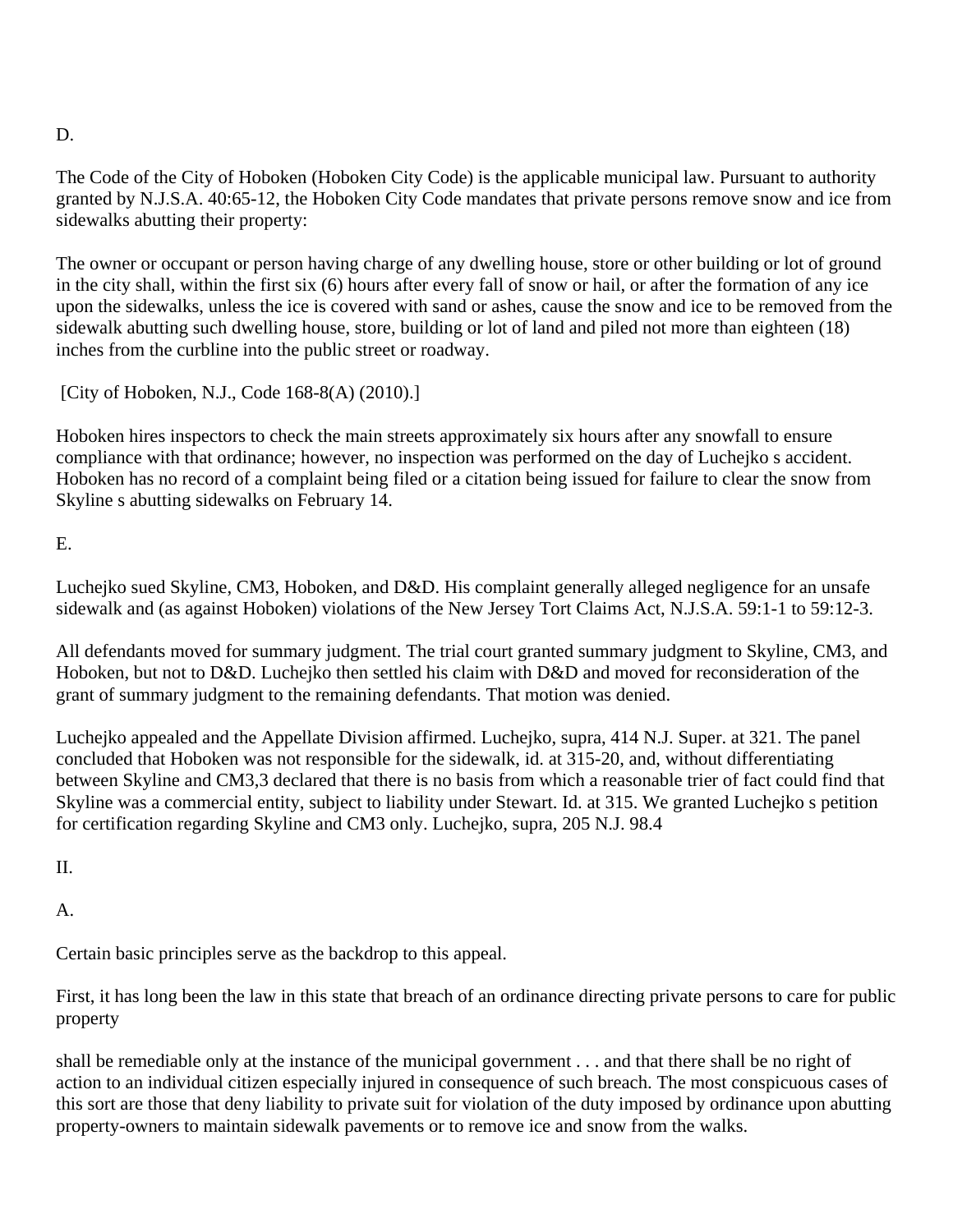D.

The Code of the City of Hoboken (Hoboken City Code) is the applicable municipal law. Pursuant to authority granted by N.J.S.A. 40:65-12, the Hoboken City Code mandates that private persons remove snow and ice from sidewalks abutting their property:

The owner or occupant or person having charge of any dwelling house, store or other building or lot of ground in the city shall, within the first six (6) hours after every fall of snow or hail, or after the formation of any ice upon the sidewalks, unless the ice is covered with sand or ashes, cause the snow and ice to be removed from the sidewalk abutting such dwelling house, store, building or lot of land and piled not more than eighteen (18) inches from the curbline into the public street or roadway.

[City of Hoboken, N.J., Code 168-8(A) (2010).]

Hoboken hires inspectors to check the main streets approximately six hours after any snowfall to ensure compliance with that ordinance; however, no inspection was performed on the day of Luchejko s accident. Hoboken has no record of a complaint being filed or a citation being issued for failure to clear the snow from Skyline s abutting sidewalks on February 14.

E.

Luchejko sued Skyline, CM3, Hoboken, and D&D. His complaint generally alleged negligence for an unsafe sidewalk and (as against Hoboken) violations of the New Jersey Tort Claims Act, N.J.S.A. 59:1-1 to 59:12-3.

All defendants moved for summary judgment. The trial court granted summary judgment to Skyline, CM3, and Hoboken, but not to D&D. Luchejko then settled his claim with D&D and moved for reconsideration of the grant of summary judgment to the remaining defendants. That motion was denied.

Luchejko appealed and the Appellate Division affirmed. Luchejko, supra, 414 N.J. Super. at 321. The panel concluded that Hoboken was not responsible for the sidewalk, id. at 315-20, and, without differentiating between Skyline and CM3,3 declared that there is no basis from which a reasonable trier of fact could find that Skyline was a commercial entity, subject to liability under Stewart. Id. at 315. We granted Luchejko s petition for certification regarding Skyline and CM3 only. Luchejko, supra, 205 N.J. 98.4

II.

A.

Certain basic principles serve as the backdrop to this appeal.

First, it has long been the law in this state that breach of an ordinance directing private persons to care for public property

shall be remediable only at the instance of the municipal government . . . and that there shall be no right of action to an individual citizen especially injured in consequence of such breach. The most conspicuous cases of this sort are those that deny liability to private suit for violation of the duty imposed by ordinance upon abutting property-owners to maintain sidewalk pavements or to remove ice and snow from the walks.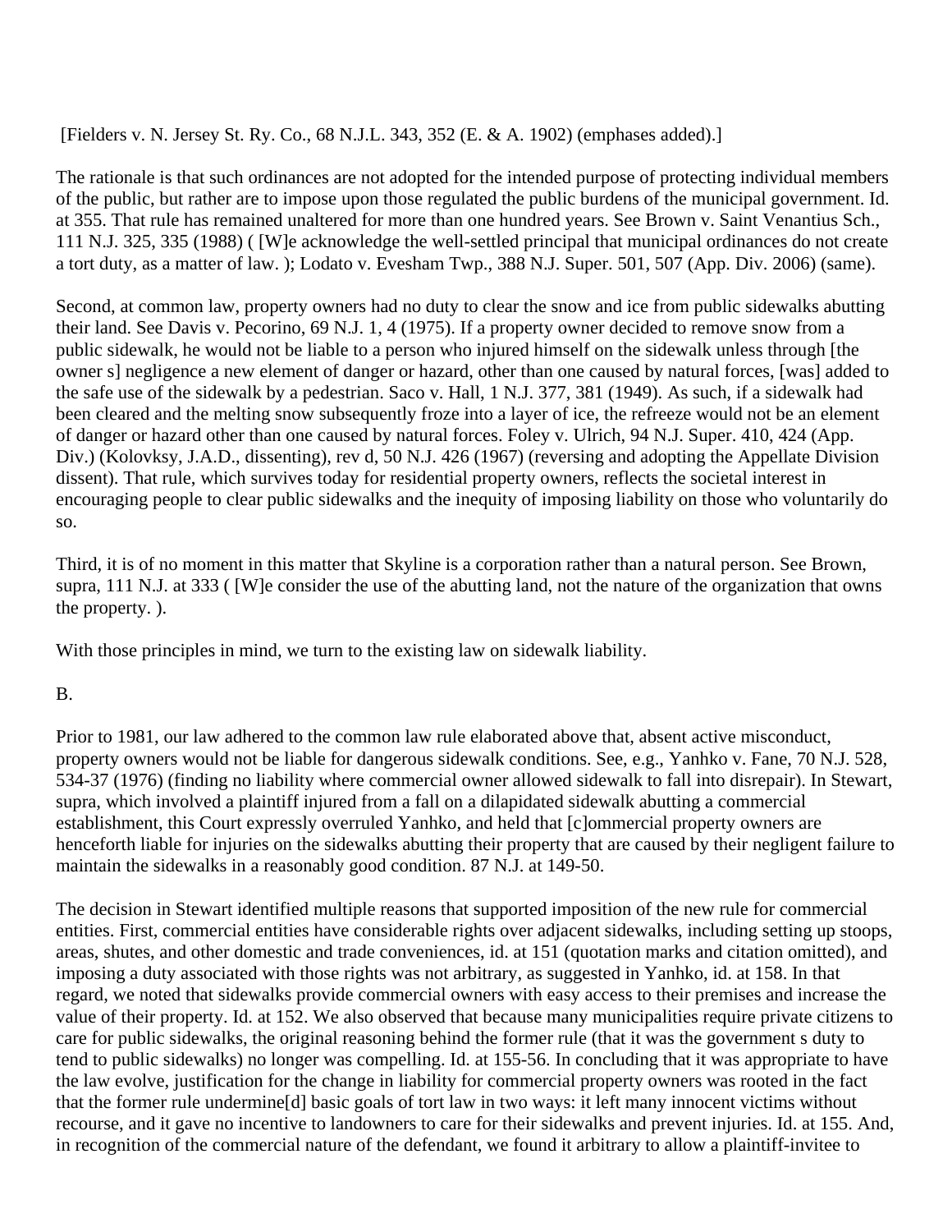[Fielders v. N. Jersey St. Ry. Co., 68 N.J.L. 343, 352 (E. & A. 1902) (emphases added).]

The rationale is that such ordinances are not adopted for the intended purpose of protecting individual members of the public, but rather are to impose upon those regulated the public burdens of the municipal government. Id. at 355. That rule has remained unaltered for more than one hundred years. See Brown v. Saint Venantius Sch., 111 N.J. 325, 335 (1988) ( [W]e acknowledge the well-settled principal that municipal ordinances do not create a tort duty, as a matter of law. ); Lodato v. Evesham Twp., 388 N.J. Super. 501, 507 (App. Div. 2006) (same).

Second, at common law, property owners had no duty to clear the snow and ice from public sidewalks abutting their land. See Davis v. Pecorino, 69 N.J. 1, 4 (1975). If a property owner decided to remove snow from a public sidewalk, he would not be liable to a person who injured himself on the sidewalk unless through [the owner s] negligence a new element of danger or hazard, other than one caused by natural forces, [was] added to the safe use of the sidewalk by a pedestrian. Saco v. Hall, 1 N.J. 377, 381 (1949). As such, if a sidewalk had been cleared and the melting snow subsequently froze into a layer of ice, the refreeze would not be an element of danger or hazard other than one caused by natural forces. Foley v. Ulrich, 94 N.J. Super. 410, 424 (App. Div.) (Kolovksy, J.A.D., dissenting), rev d, 50 N.J. 426 (1967) (reversing and adopting the Appellate Division dissent). That rule, which survives today for residential property owners, reflects the societal interest in encouraging people to clear public sidewalks and the inequity of imposing liability on those who voluntarily do so.

Third, it is of no moment in this matter that Skyline is a corporation rather than a natural person. See Brown, supra, 111 N.J. at 333 ( [W]e consider the use of the abutting land, not the nature of the organization that owns the property. ).

With those principles in mind, we turn to the existing law on sidewalk liability.

B.

Prior to 1981, our law adhered to the common law rule elaborated above that, absent active misconduct, property owners would not be liable for dangerous sidewalk conditions. See, e.g., Yanhko v. Fane, 70 N.J. 528, 534-37 (1976) (finding no liability where commercial owner allowed sidewalk to fall into disrepair). In Stewart, supra, which involved a plaintiff injured from a fall on a dilapidated sidewalk abutting a commercial establishment, this Court expressly overruled Yanhko, and held that [c]ommercial property owners are henceforth liable for injuries on the sidewalks abutting their property that are caused by their negligent failure to maintain the sidewalks in a reasonably good condition. 87 N.J. at 149-50.

The decision in Stewart identified multiple reasons that supported imposition of the new rule for commercial entities. First, commercial entities have considerable rights over adjacent sidewalks, including setting up stoops, areas, shutes, and other domestic and trade conveniences, id. at 151 (quotation marks and citation omitted), and imposing a duty associated with those rights was not arbitrary, as suggested in Yanhko, id. at 158. In that regard, we noted that sidewalks provide commercial owners with easy access to their premises and increase the value of their property. Id. at 152. We also observed that because many municipalities require private citizens to care for public sidewalks, the original reasoning behind the former rule (that it was the government s duty to tend to public sidewalks) no longer was compelling. Id. at 155-56. In concluding that it was appropriate to have the law evolve, justification for the change in liability for commercial property owners was rooted in the fact that the former rule undermine[d] basic goals of tort law in two ways: it left many innocent victims without recourse, and it gave no incentive to landowners to care for their sidewalks and prevent injuries. Id. at 155. And, in recognition of the commercial nature of the defendant, we found it arbitrary to allow a plaintiff-invitee to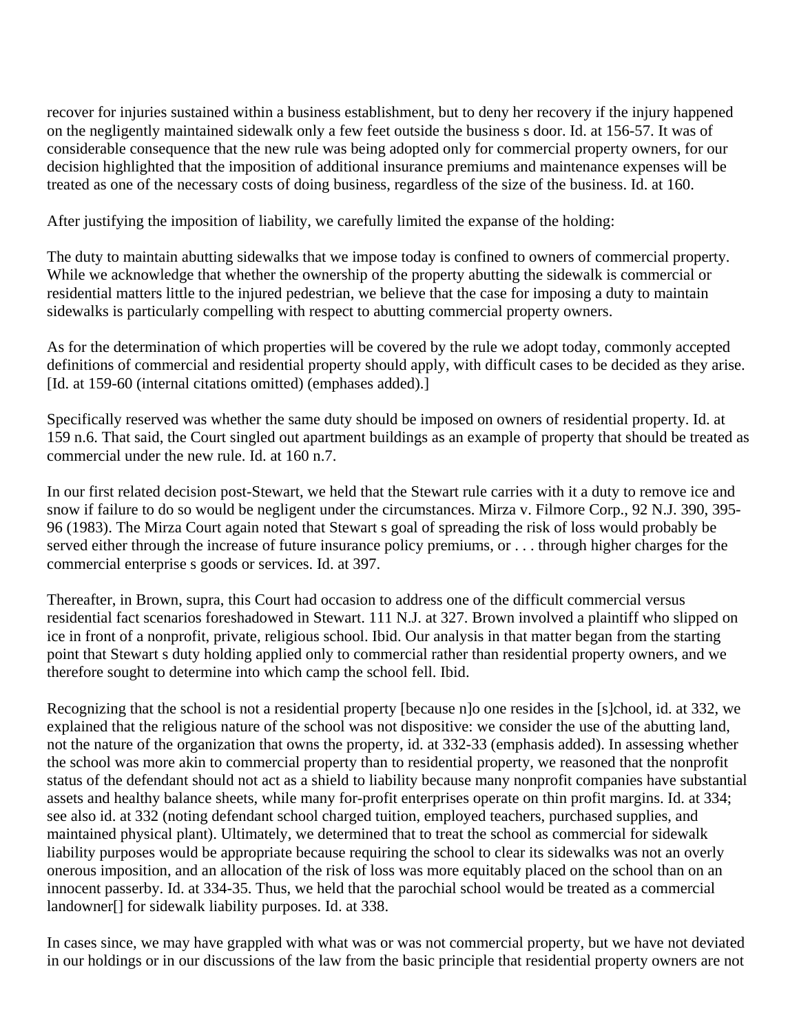recover for injuries sustained within a business establishment, but to deny her recovery if the injury happened on the negligently maintained sidewalk only a few feet outside the business s door. Id. at 156-57. It was of considerable consequence that the new rule was being adopted only for commercial property owners, for our decision highlighted that the imposition of additional insurance premiums and maintenance expenses will be treated as one of the necessary costs of doing business, regardless of the size of the business. Id. at 160.

After justifying the imposition of liability, we carefully limited the expanse of the holding:

The duty to maintain abutting sidewalks that we impose today is confined to owners of commercial property. While we acknowledge that whether the ownership of the property abutting the sidewalk is commercial or residential matters little to the injured pedestrian, we believe that the case for imposing a duty to maintain sidewalks is particularly compelling with respect to abutting commercial property owners.

As for the determination of which properties will be covered by the rule we adopt today, commonly accepted definitions of commercial and residential property should apply, with difficult cases to be decided as they arise. [Id. at 159-60 (internal citations omitted) (emphases added).]

Specifically reserved was whether the same duty should be imposed on owners of residential property. Id. at 159 n.6. That said, the Court singled out apartment buildings as an example of property that should be treated as commercial under the new rule. Id. at 160 n.7.

In our first related decision post-Stewart, we held that the Stewart rule carries with it a duty to remove ice and snow if failure to do so would be negligent under the circumstances. Mirza v. Filmore Corp., 92 N.J. 390, 395-96 (1983). The Mirza Court again noted that Stewart s goal of spreading the risk of loss would probably be served either through the increase of future insurance policy premiums, or . . . through higher charges for the commercial enterprise s goods or services. Id. at 397.

Thereafter, in Brown, supra, this Court had occasion to address one of the difficult commercial versus residential fact scenarios foreshadowed in Stewart. 111 N.J. at 327. Brown involved a plaintiff who slipped on ice in front of a nonprofit, private, religious school. Ibid. Our analysis in that matter began from the starting point that Stewart s duty holding applied only to commercial rather than residential property owners, and we therefore sought to determine into which camp the school fell. Ibid.

Recognizing that the school is not a residential property [because n]o one resides in the [s]chool, id. at 332, we explained that the religious nature of the school was not dispositive: we consider the use of the abutting land, not the nature of the organization that owns the property, id. at 332-33 (emphasis added). In assessing whether the school was more akin to commercial property than to residential property, we reasoned that the nonprofit status of the defendant should not act as a shield to liability because many nonprofit companies have substantial assets and healthy balance sheets, while many for-profit enterprises operate on thin profit margins. Id. at 334; see also id. at 332 (noting defendant school charged tuition, employed teachers, purchased supplies, and maintained physical plant). Ultimately, we determined that to treat the school as commercial for sidewalk liability purposes would be appropriate because requiring the school to clear its sidewalks was not an overly onerous imposition, and an allocation of the risk of loss was more equitably placed on the school than on an innocent passerby. Id. at 334-35. Thus, we held that the parochial school would be treated as a commercial landowner[] for sidewalk liability purposes. Id. at 338.

In cases since, we may have grappled with what was or was not commercial property, but we have not deviated in our holdings or in our discussions of the law from the basic principle that residential property owners are not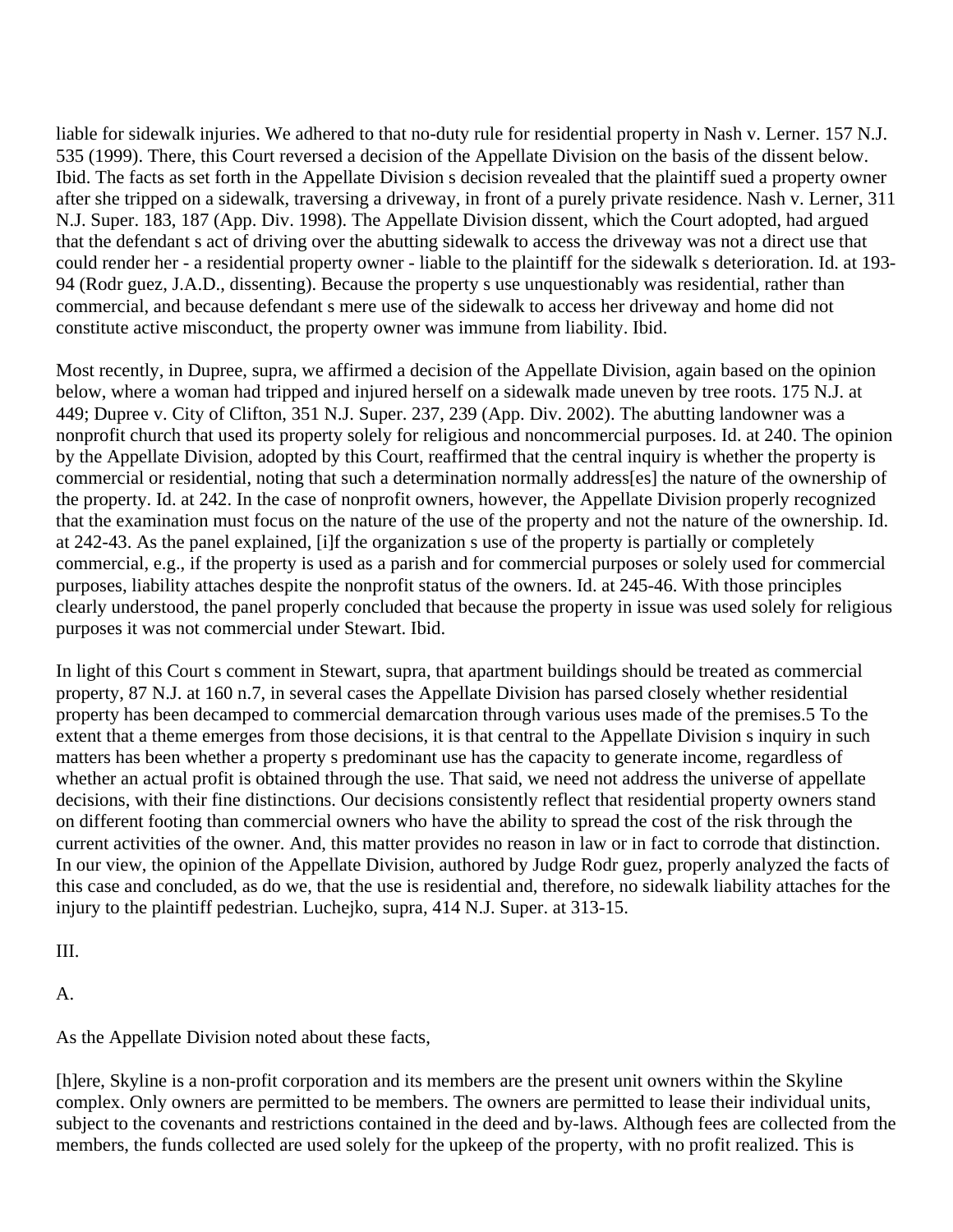liable for sidewalk injuries. We adhered to that no-duty rule for residential property in Nash v. Lerner. 157 N.J. 535 (1999). There, this Court reversed a decision of the Appellate Division on the basis of the dissent below. Ibid. The facts as set forth in the Appellate Division s decision revealed that the plaintiff sued a property owner after she tripped on a sidewalk, traversing a driveway, in front of a purely private residence. Nash v. Lerner, 311 N.J. Super. 183, 187 (App. Div. 1998). The Appellate Division dissent, which the Court adopted, had argued that the defendant s act of driving over the abutting sidewalk to access the driveway was not a direct use that could render her - a residential property owner - liable to the plaintiff for the sidewalk s deterioration. Id. at 193-94 (Rodr guez, J.A.D., dissenting). Because the property s use unquestionably was residential, rather than commercial, and because defendant s mere use of the sidewalk to access her driveway and home did not constitute active misconduct, the property owner was immune from liability. Ibid.

Most recently, in Dupree, supra, we affirmed a decision of the Appellate Division, again based on the opinion below, where a woman had tripped and injured herself on a sidewalk made uneven by tree roots. 175 N.J. at 449; Dupree v. City of Clifton, 351 N.J. Super. 237, 239 (App. Div. 2002). The abutting landowner was a nonprofit church that used its property solely for religious and noncommercial purposes. Id. at 240. The opinion by the Appellate Division, adopted by this Court, reaffirmed that the central inquiry is whether the property is commercial or residential, noting that such a determination normally address[es] the nature of the ownership of the property. Id. at 242. In the case of nonprofit owners, however, the Appellate Division properly recognized that the examination must focus on the nature of the use of the property and not the nature of the ownership. Id. at 242-43. As the panel explained, [i]f the organization s use of the property is partially or completely commercial, e.g., if the property is used as a parish and for commercial purposes or solely used for commercial purposes, liability attaches despite the nonprofit status of the owners. Id. at 245-46. With those principles clearly understood, the panel properly concluded that because the property in issue was used solely for religious purposes it was not commercial under Stewart. Ibid.

In light of this Court s comment in Stewart, supra, that apartment buildings should be treated as commercial property, 87 N.J. at 160 n.7, in several cases the Appellate Division has parsed closely whether residential property has been decamped to commercial demarcation through various uses made of the premises.5 To the extent that a theme emerges from those decisions, it is that central to the Appellate Division s inquiry in such matters has been whether a property s predominant use has the capacity to generate income, regardless of whether an actual profit is obtained through the use. That said, we need not address the universe of appellate decisions, with their fine distinctions. Our decisions consistently reflect that residential property owners stand on different footing than commercial owners who have the ability to spread the cost of the risk through the current activities of the owner. And, this matter provides no reason in law or in fact to corrode that distinction. In our view, the opinion of the Appellate Division, authored by Judge Rodr guez, properly analyzed the facts of this case and concluded, as do we, that the use is residential and, therefore, no sidewalk liability attaches for the injury to the plaintiff pedestrian. Luchejko, supra, 414 N.J. Super. at 313-15.

III.

A.

As the Appellate Division noted about these facts,

[h]ere, Skyline is a non-profit corporation and its members are the present unit owners within the Skyline complex. Only owners are permitted to be members. The owners are permitted to lease their individual units, subject to the covenants and restrictions contained in the deed and by-laws. Although fees are collected from the members, the funds collected are used solely for the upkeep of the property, with no profit realized. This is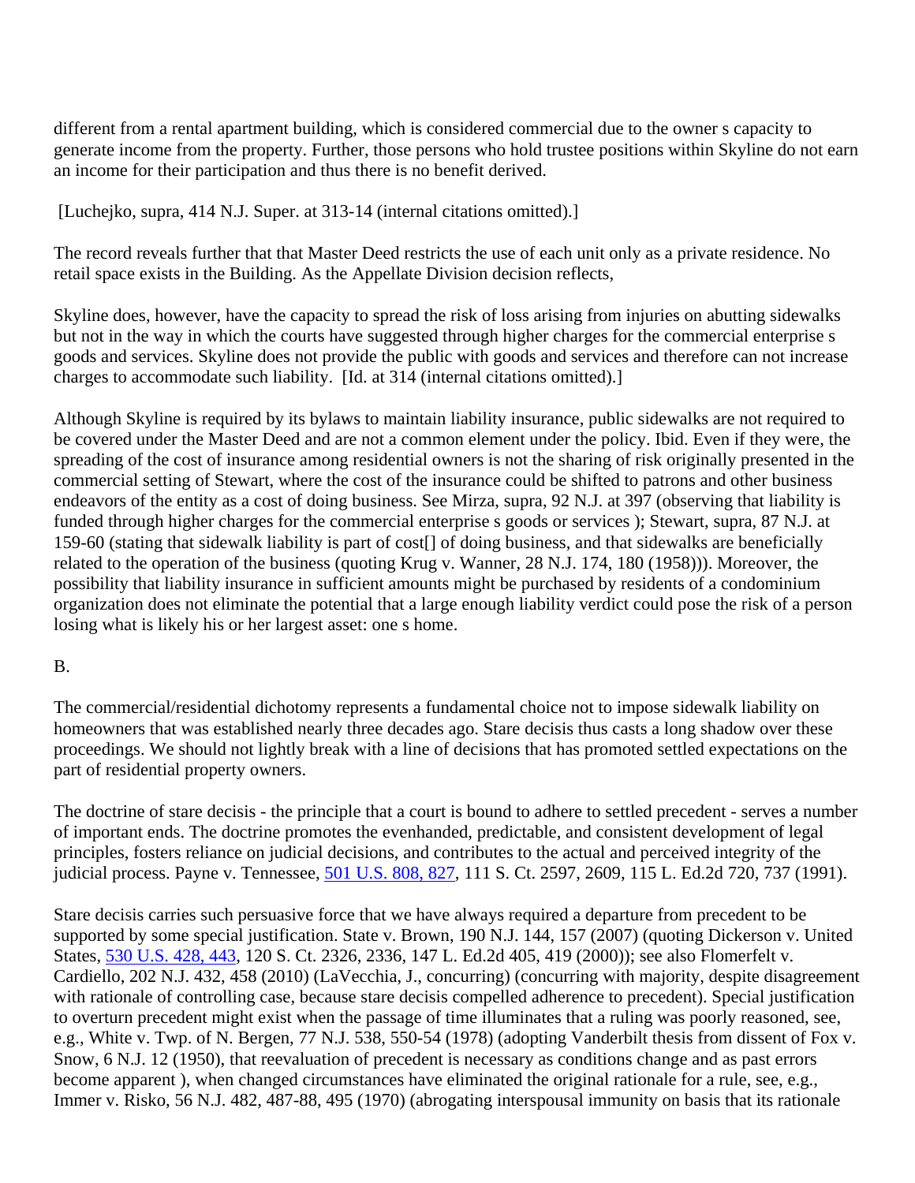different from a rental apartment building, which is considered commercial due to the owner s capacity to generate income from the property. Further, those persons who hold trustee positions within Skyline do not earn an income for their participation and thus there is no benefit derived.

[Luchejko, supra, 414 N.J. Super. at 313-14 (internal citations omitted).]

The record reveals further that that Master Deed restricts the use of each unit only as a private residence. No retail space exists in the Building. As the Appellate Division decision reflects,

Skyline does, however, have the capacity to spread the risk of loss arising from injuries on abutting sidewalks but not in the way in which the courts have suggested through higher charges for the commercial enterprise s goods and services. Skyline does not provide the public with goods and services and therefore can not increase charges to accommodate such liability. [Id. at 314 (internal citations omitted).]

Although Skyline is required by its bylaws to maintain liability insurance, public sidewalks are not required to be covered under the Master Deed and are not a common element under the policy. Ibid. Even if they were, the spreading of the cost of insurance among residential owners is not the sharing of risk originally presented in the commercial setting of Stewart, where the cost of the insurance could be shifted to patrons and other business endeavors of the entity as a cost of doing business. See Mirza, supra, 92 N.J. at 397 (observing that liability is funded through higher charges for the commercial enterprise s goods or services ); Stewart, supra, 87 N.J. at 159-60 (stating that sidewalk liability is part of cost[] of doing business, and that sidewalks are beneficially related to the operation of the business (quoting Krug v. Wanner, 28 N.J. 174, 180 (1958))). Moreover, the possibility that liability insurance in sufficient amounts might be purchased by residents of a condominium organization does not eliminate the potential that a large enough liability verdict could pose the risk of a person losing what is likely his or her largest asset: one s home.

B.

The commercial/residential dichotomy represents a fundamental choice not to impose sidewalk liability on homeowners that was established nearly three decades ago. Stare decisis thus casts a long shadow over these proceedings. We should not lightly break with a line of decisions that has promoted settled expectations on the part of residential property owners.

The doctrine of stare decisis - the principle that a court is bound to adhere to settled precedent - serves a number of important ends. The doctrine promotes the evenhanded, predictable, and consistent development of legal principles, fosters reliance on judicial decisions, and contributes to the actual and perceived integrity of the judicial process. Payne v. Tennessee, 501 U.S. 808, 827, 111 S. Ct. 2597, 2609, 115 L. Ed.2d 720, 737 (1991).

Stare decisis carries such persuasive force that we have always required a departure from precedent to be supported by some special justification. State v. Brown, 190 N.J. 144, 157 (2007) (quoting Dickerson v. United States, 530 U.S. 428, 443, 120 S. Ct. 2326, 2336, 147 L. Ed.2d 405, 419 (2000)); see also Flomerfelt v. Cardiello, 202 N.J. 432, 458 (2010) (LaVecchia, J., concurring) (concurring with majority, despite disagreement with rationale of controlling case, because stare decisis compelled adherence to precedent). Special justification to overturn precedent might exist when the passage of time illuminates that a ruling was poorly reasoned, see, e.g., White v. Twp. of N. Bergen, 77 N.J. 538, 550-54 (1978) (adopting Vanderbilt thesis from dissent of Fox v. Snow, 6 N.J. 12 (1950), that reevaluation of precedent is necessary as conditions change and as past errors become apparent ), when changed circumstances have eliminated the original rationale for a rule, see, e.g., Immer v. Risko, 56 N.J. 482, 487-88, 495 (1970) (abrogating interspousal immunity on basis that its rationale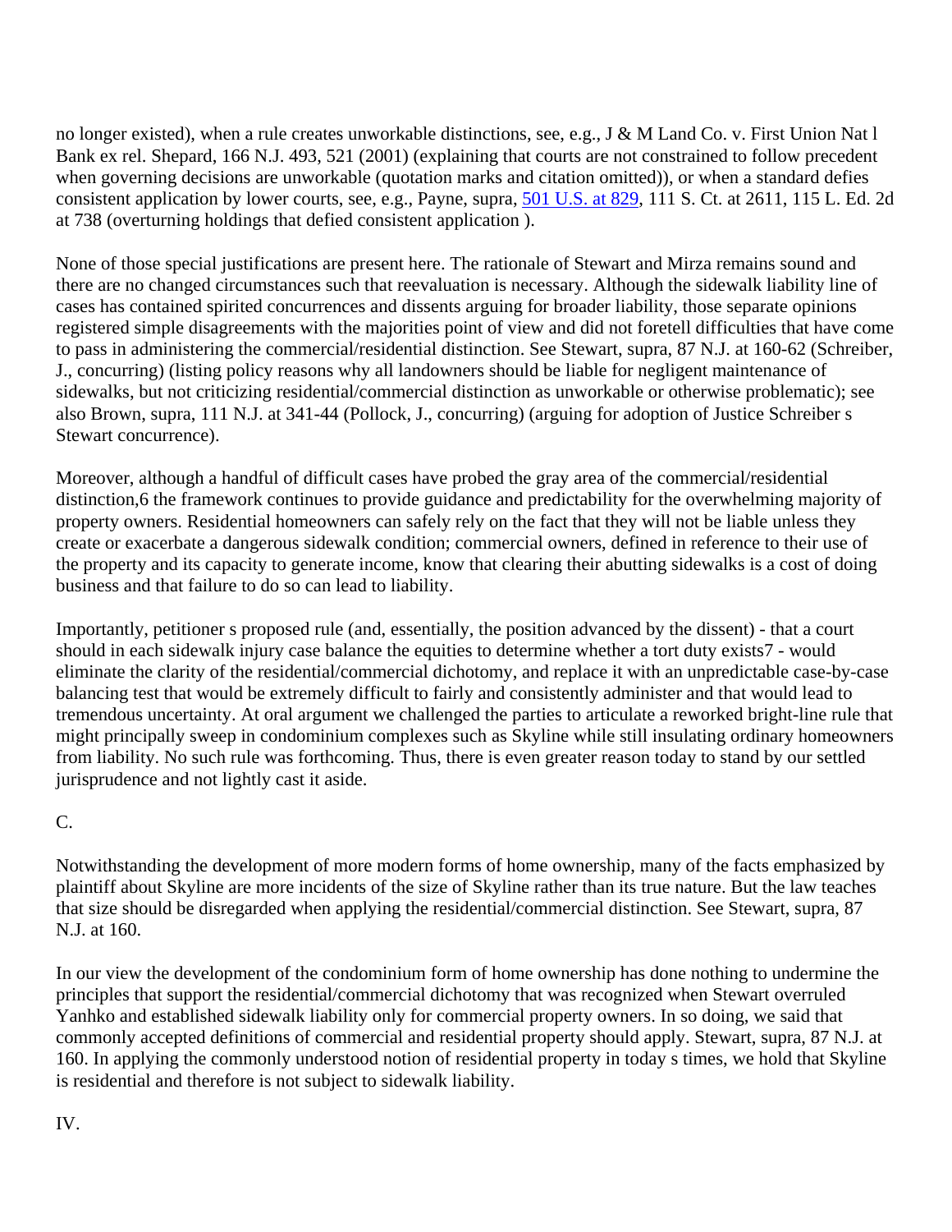no longer existed), when a rule creates unworkable distinctions, see, e.g., J & M Land Co. v. First Union Nat l Bank ex rel. Shepard, 166 N.J. 493, 521 (2001) (explaining that courts are not constrained to follow precedent when governing decisions are unworkable (quotation marks and citation omitted)), or when a standard defies consistent application by lower courts, see, e.g., Payne, supra, 501 U.S. at 829, 111 S. Ct. at 2611, 115 L. Ed. 2d at 738 (overturning holdings that defied consistent application ).

None of those special justifications are present here. The rationale of Stewart and Mirza remains sound and there are no changed circumstances such that reevaluation is necessary. Although the sidewalk liability line of cases has contained spirited concurrences and dissents arguing for broader liability, those separate opinions registered simple disagreements with the majorities point of view and did not foretell difficulties that have come to pass in administering the commercial/residential distinction. See Stewart, supra, 87 N.J. at 160-62 (Schreiber, J., concurring) (listing policy reasons why all landowners should be liable for negligent maintenance of sidewalks, but not criticizing residential/commercial distinction as unworkable or otherwise problematic); see also Brown, supra, 111 N.J. at 341-44 (Pollock, J., concurring) (arguing for adoption of Justice Schreiber s Stewart concurrence).

Moreover, although a handful of difficult cases have probed the gray area of the commercial/residential distinction,6 the framework continues to provide guidance and predictability for the overwhelming majority of property owners. Residential homeowners can safely rely on the fact that they will not be liable unless they create or exacerbate a dangerous sidewalk condition; commercial owners, defined in reference to their use of the property and its capacity to generate income, know that clearing their abutting sidewalks is a cost of doing business and that failure to do so can lead to liability.

Importantly, petitioner s proposed rule (and, essentially, the position advanced by the dissent) - that a court should in each sidewalk injury case balance the equities to determine whether a tort duty exists7 - would eliminate the clarity of the residential/commercial dichotomy, and replace it with an unpredictable case-by-case balancing test that would be extremely difficult to fairly and consistently administer and that would lead to tremendous uncertainty. At oral argument we challenged the parties to articulate a reworked bright-line rule that might principally sweep in condominium complexes such as Skyline while still insulating ordinary homeowners from liability. No such rule was forthcoming. Thus, there is even greater reason today to stand by our settled jurisprudence and not lightly cast it aside.

C.

Notwithstanding the development of more modern forms of home ownership, many of the facts emphasized by plaintiff about Skyline are more incidents of the size of Skyline rather than its true nature. But the law teaches that size should be disregarded when applying the residential/commercial distinction. See Stewart, supra, 87 N.J. at 160.

In our view the development of the condominium form of home ownership has done nothing to undermine the principles that support the residential/commercial dichotomy that was recognized when Stewart overruled Yanhko and established sidewalk liability only for commercial property owners. In so doing, we said that commonly accepted definitions of commercial and residential property should apply. Stewart, supra, 87 N.J. at 160. In applying the commonly understood notion of residential property in today s times, we hold that Skyline is residential and therefore is not subject to sidewalk liability.

IV.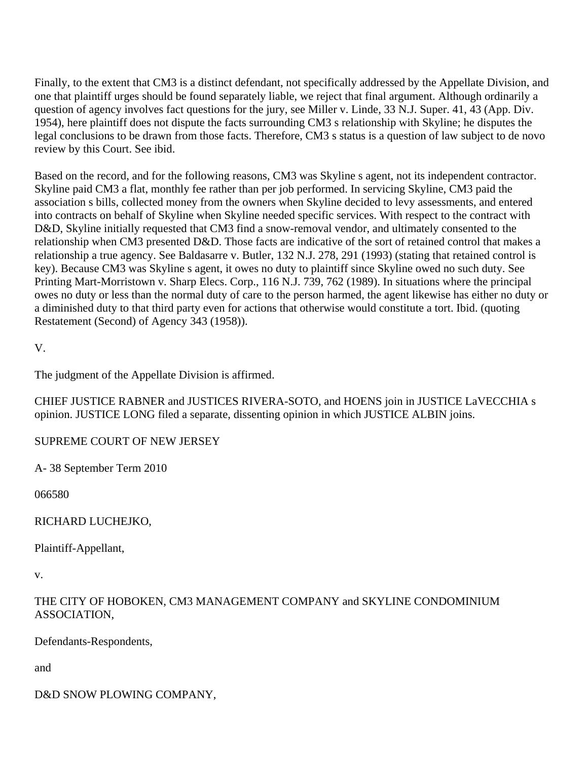Finally, to the extent that CM3 is a distinct defendant, not specifically addressed by the Appellate Division, and one that plaintiff urges should be found separately liable, we reject that final argument. Although ordinarily a question of agency involves fact questions for the jury, see Miller v. Linde, 33 N.J. Super. 41, 43 (App. Div. 1954), here plaintiff does not dispute the facts surrounding CM3 s relationship with Skyline; he disputes the legal conclusions to be drawn from those facts. Therefore, CM3 s status is a question of law subject to de novo review by this Court. See ibid.

Based on the record, and for the following reasons, CM3 was Skyline s agent, not its independent contractor. Skyline paid CM3 a flat, monthly fee rather than per job performed. In servicing Skyline, CM3 paid the association s bills, collected money from the owners when Skyline decided to levy assessments, and entered into contracts on behalf of Skyline when Skyline needed specific services. With respect to the contract with D&D, Skyline initially requested that CM3 find a snow-removal vendor, and ultimately consented to the relationship when CM3 presented D&D. Those facts are indicative of the sort of retained control that makes a relationship a true agency. See Baldasarre v. Butler, 132 N.J. 278, 291 (1993) (stating that retained control is key). Because CM3 was Skyline s agent, it owes no duty to plaintiff since Skyline owed no such duty. See Printing Mart-Morristown v. Sharp Elecs. Corp., 116 N.J. 739, 762 (1989). In situations where the principal owes no duty or less than the normal duty of care to the person harmed, the agent likewise has either no duty or a diminished duty to that third party even for actions that otherwise would constitute a tort. Ibid. (quoting Restatement (Second) of Agency 343 (1958)).

V.

The judgment of the Appellate Division is affirmed.

CHIEF JUSTICE RABNER and JUSTICES RIVERA-SOTO, and HOENS join in JUSTICE LaVECCHIA s opinion. JUSTICE LONG filed a separate, dissenting opinion in which JUSTICE ALBIN joins.

SUPREME COURT OF NEW JERSEY

A- 38 September Term 2010

066580

RICHARD LUCHEJKO,

Plaintiff-Appellant,

v.

THE CITY OF HOBOKEN, CM3 MANAGEMENT COMPANY and SKYLINE CONDOMINIUM ASSOCIATION,

Defendants-Respondents,

and

D&D SNOW PLOWING COMPANY,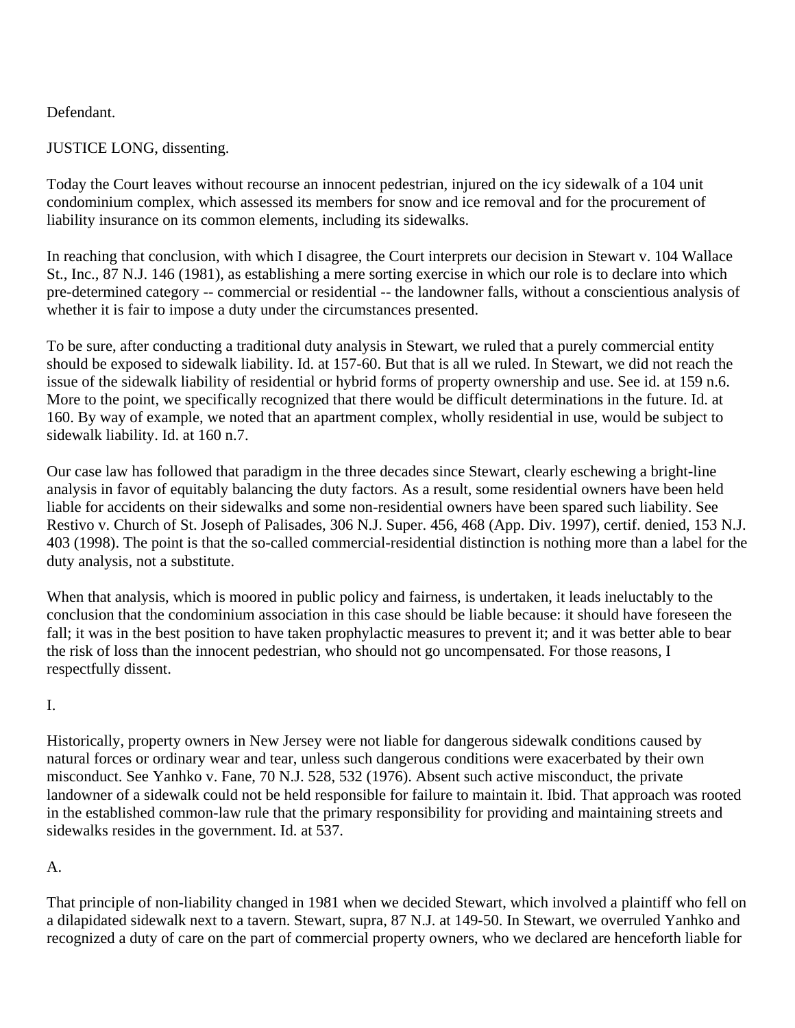Defendant.

JUSTICE LONG, dissenting.

Today the Court leaves without recourse an innocent pedestrian, injured on the icy sidewalk of a 104 unit condominium complex, which assessed its members for snow and ice removal and for the procurement of liability insurance on its common elements, including its sidewalks.

In reaching that conclusion, with which I disagree, the Court interprets our decision in Stewart v. 104 Wallace St., Inc., 87 N.J. 146 (1981), as establishing a mere sorting exercise in which our role is to declare into which pre-determined category -- commercial or residential -- the landowner falls, without a conscientious analysis of whether it is fair to impose a duty under the circumstances presented.

To be sure, after conducting a traditional duty analysis in Stewart, we ruled that a purely commercial entity should be exposed to sidewalk liability. Id. at 157-60. But that is all we ruled. In Stewart, we did not reach the issue of the sidewalk liability of residential or hybrid forms of property ownership and use. See id. at 159 n.6. More to the point, we specifically recognized that there would be difficult determinations in the future. Id. at 160. By way of example, we noted that an apartment complex, wholly residential in use, would be subject to sidewalk liability. Id. at 160 n.7.

Our case law has followed that paradigm in the three decades since Stewart, clearly eschewing a bright-line analysis in favor of equitably balancing the duty factors. As a result, some residential owners have been held liable for accidents on their sidewalks and some non-residential owners have been spared such liability. See Restivo v. Church of St. Joseph of Palisades, 306 N.J. Super. 456, 468 (App. Div. 1997), certif. denied, 153 N.J. 403 (1998). The point is that the so-called commercial-residential distinction is nothing more than a label for the duty analysis, not a substitute.

When that analysis, which is moored in public policy and fairness, is undertaken, it leads ineluctably to the conclusion that the condominium association in this case should be liable because: it should have foreseen the fall; it was in the best position to have taken prophylactic measures to prevent it; and it was better able to bear the risk of loss than the innocent pedestrian, who should not go uncompensated. For those reasons, I respectfully dissent.

I.

Historically, property owners in New Jersey were not liable for dangerous sidewalk conditions caused by natural forces or ordinary wear and tear, unless such dangerous conditions were exacerbated by their own misconduct. See Yanhko v. Fane, 70 N.J. 528, 532 (1976). Absent such active misconduct, the private landowner of a sidewalk could not be held responsible for failure to maintain it. Ibid. That approach was rooted in the established common-law rule that the primary responsibility for providing and maintaining streets and sidewalks resides in the government. Id. at 537.

A.

That principle of non-liability changed in 1981 when we decided Stewart, which involved a plaintiff who fell on a dilapidated sidewalk next to a tavern. Stewart, supra, 87 N.J. at 149-50. In Stewart, we overruled Yanhko and recognized a duty of care on the part of commercial property owners, who we declared are henceforth liable for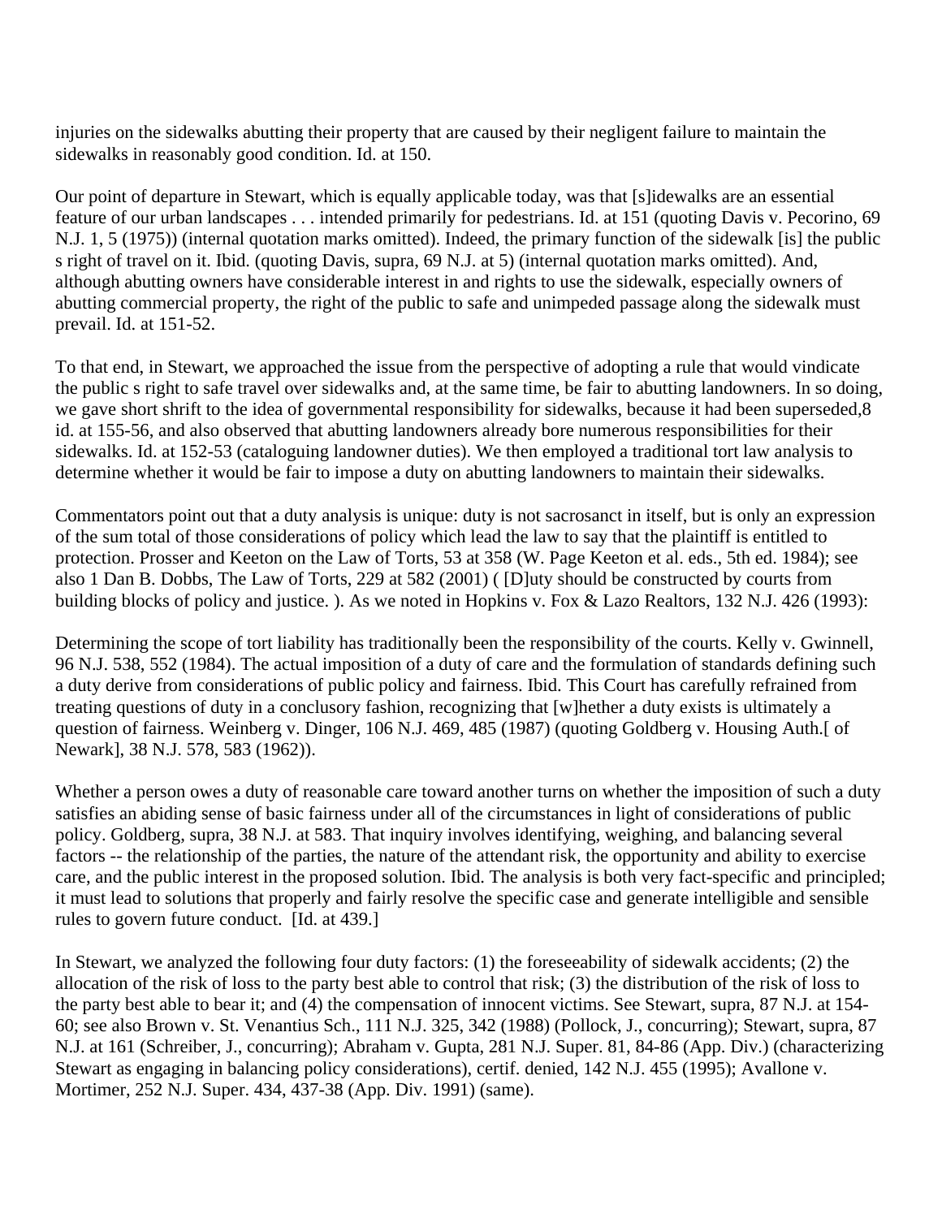injuries on the sidewalks abutting their property that are caused by their negligent failure to maintain the sidewalks in reasonably good condition. Id. at 150.

Our point of departure in Stewart, which is equally applicable today, was that [s]idewalks are an essential feature of our urban landscapes . . . intended primarily for pedestrians. Id. at 151 (quoting Davis v. Pecorino, 69 N.J. 1, 5 (1975)) (internal quotation marks omitted). Indeed, the primary function of the sidewalk [is] the public s right of travel on it. Ibid. (quoting Davis, supra, 69 N.J. at 5) (internal quotation marks omitted). And, although abutting owners have considerable interest in and rights to use the sidewalk, especially owners of abutting commercial property, the right of the public to safe and unimpeded passage along the sidewalk must prevail. Id. at 151-52.

To that end, in Stewart, we approached the issue from the perspective of adopting a rule that would vindicate the public s right to safe travel over sidewalks and, at the same time, be fair to abutting landowners. In so doing, we gave short shrift to the idea of governmental responsibility for sidewalks, because it had been superseded,8 id. at 155-56, and also observed that abutting landowners already bore numerous responsibilities for their sidewalks. Id. at 152-53 (cataloguing landowner duties). We then employed a traditional tort law analysis to determine whether it would be fair to impose a duty on abutting landowners to maintain their sidewalks.

Commentators point out that a duty analysis is unique: duty is not sacrosanct in itself, but is only an expression of the sum total of those considerations of policy which lead the law to say that the plaintiff is entitled to protection. Prosser and Keeton on the Law of Torts, 53 at 358 (W. Page Keeton et al. eds., 5th ed. 1984); see also 1 Dan B. Dobbs, The Law of Torts, 229 at 582 (2001) ( [D]uty should be constructed by courts from building blocks of policy and justice. ). As we noted in Hopkins v. Fox & Lazo Realtors, 132 N.J. 426 (1993):

Determining the scope of tort liability has traditionally been the responsibility of the courts. Kelly v. Gwinnell, 96 N.J. 538, 552 (1984). The actual imposition of a duty of care and the formulation of standards defining such a duty derive from considerations of public policy and fairness. Ibid. This Court has carefully refrained from treating questions of duty in a conclusory fashion, recognizing that [w]hether a duty exists is ultimately a question of fairness. Weinberg v. Dinger, 106 N.J. 469, 485 (1987) (quoting Goldberg v. Housing Auth.[ of Newark], 38 N.J. 578, 583 (1962)).

Whether a person owes a duty of reasonable care toward another turns on whether the imposition of such a duty satisfies an abiding sense of basic fairness under all of the circumstances in light of considerations of public policy. Goldberg, supra, 38 N.J. at 583. That inquiry involves identifying, weighing, and balancing several factors -- the relationship of the parties, the nature of the attendant risk, the opportunity and ability to exercise care, and the public interest in the proposed solution. Ibid. The analysis is both very fact-specific and principled; it must lead to solutions that properly and fairly resolve the specific case and generate intelligible and sensible rules to govern future conduct. [Id. at 439.]

In Stewart, we analyzed the following four duty factors: (1) the foreseeability of sidewalk accidents; (2) the allocation of the risk of loss to the party best able to control that risk; (3) the distribution of the risk of loss to the party best able to bear it; and (4) the compensation of innocent victims. See Stewart, supra, 87 N.J. at 154-60; see also Brown v. St. Venantius Sch., 111 N.J. 325, 342 (1988) (Pollock, J., concurring); Stewart, supra, 87 N.J. at 161 (Schreiber, J., concurring); Abraham v. Gupta, 281 N.J. Super. 81, 84-86 (App. Div.) (characterizing Stewart as engaging in balancing policy considerations), certif. denied, 142 N.J. 455 (1995); Avallone v. Mortimer, 252 N.J. Super. 434, 437-38 (App. Div. 1991) (same).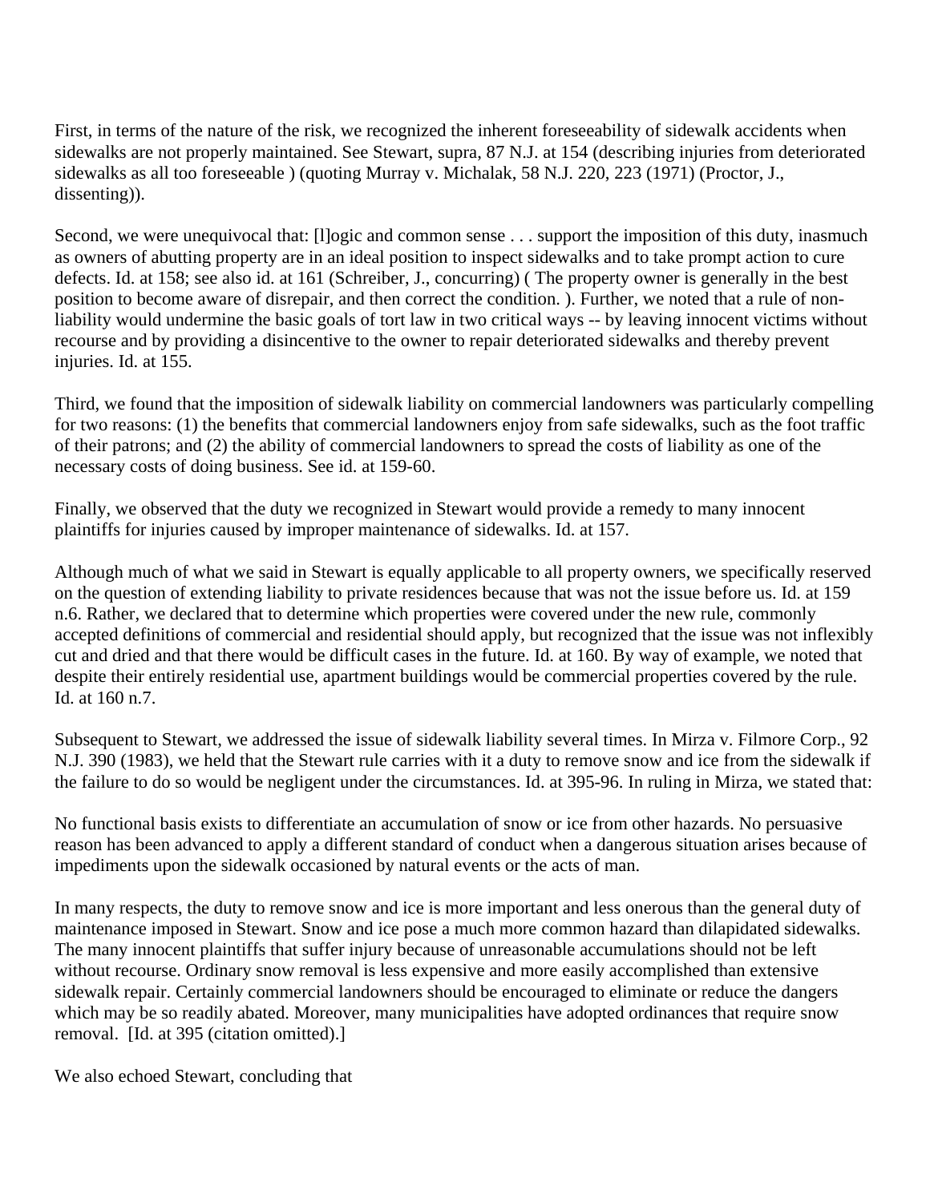First, in terms of the nature of the risk, we recognized the inherent foreseeability of sidewalk accidents when sidewalks are not properly maintained. See Stewart, supra, 87 N.J. at 154 (describing injuries from deteriorated sidewalks as all too foreseeable ) (quoting Murray v. Michalak, 58 N.J. 220, 223 (1971) (Proctor, J., dissenting)).

Second, we were unequivocal that: [l]ogic and common sense . . . support the imposition of this duty, inasmuch as owners of abutting property are in an ideal position to inspect sidewalks and to take prompt action to cure defects. Id. at 158; see also id. at 161 (Schreiber, J., concurring) ( The property owner is generally in the best position to become aware of disrepair, and then correct the condition. ). Further, we noted that a rule of non-liability would undermine the basic goals of tort law in two critical ways -- by leaving innocent victims without recourse and by providing a disincentive to the owner to repair deteriorated sidewalks and thereby prevent injuries. Id. at 155.

Third, we found that the imposition of sidewalk liability on commercial landowners was particularly compelling for two reasons: (1) the benefits that commercial landowners enjoy from safe sidewalks, such as the foot traffic of their patrons; and (2) the ability of commercial landowners to spread the costs of liability as one of the necessary costs of doing business. See id. at 159-60.

Finally, we observed that the duty we recognized in Stewart would provide a remedy to many innocent plaintiffs for injuries caused by improper maintenance of sidewalks. Id. at 157.

Although much of what we said in Stewart is equally applicable to all property owners, we specifically reserved on the question of extending liability to private residences because that was not the issue before us. Id. at 159 n.6. Rather, we declared that to determine which properties were covered under the new rule, commonly accepted definitions of commercial and residential should apply, but recognized that the issue was not inflexibly cut and dried and that there would be difficult cases in the future. Id. at 160. By way of example, we noted that despite their entirely residential use, apartment buildings would be commercial properties covered by the rule. Id. at 160 n.7.

Subsequent to Stewart, we addressed the issue of sidewalk liability several times. In Mirza v. Filmore Corp., 92 N.J. 390 (1983), we held that the Stewart rule carries with it a duty to remove snow and ice from the sidewalk if the failure to do so would be negligent under the circumstances. Id. at 395-96. In ruling in Mirza, we stated that:

No functional basis exists to differentiate an accumulation of snow or ice from other hazards. No persuasive reason has been advanced to apply a different standard of conduct when a dangerous situation arises because of impediments upon the sidewalk occasioned by natural events or the acts of man.

In many respects, the duty to remove snow and ice is more important and less onerous than the general duty of maintenance imposed in Stewart. Snow and ice pose a much more common hazard than dilapidated sidewalks. The many innocent plaintiffs that suffer injury because of unreasonable accumulations should not be left without recourse. Ordinary snow removal is less expensive and more easily accomplished than extensive sidewalk repair. Certainly commercial landowners should be encouraged to eliminate or reduce the dangers which may be so readily abated. Moreover, many municipalities have adopted ordinances that require snow removal. [Id. at 395 (citation omitted).]

We also echoed Stewart, concluding that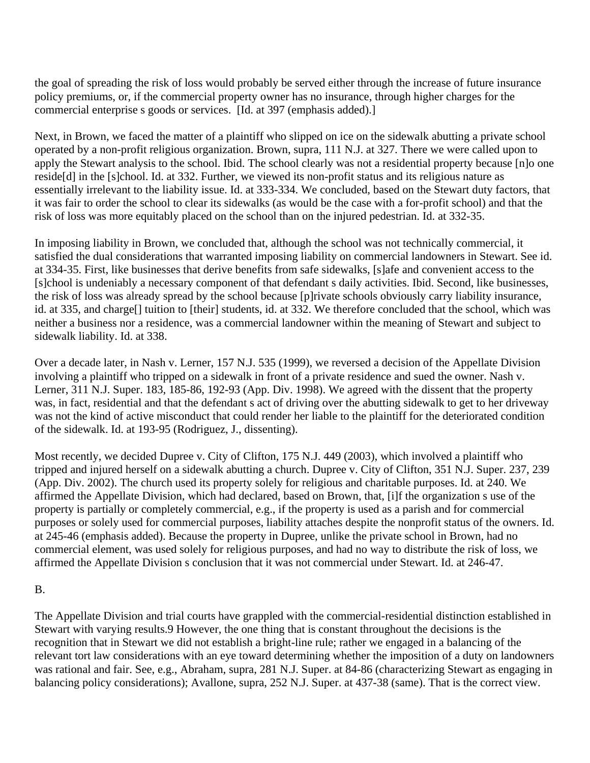the goal of spreading the risk of loss would probably be served either through the increase of future insurance policy premiums, or, if the commercial property owner has no insurance, through higher charges for the commercial enterprise s goods or services. [Id. at 397 (emphasis added).]

Next, in Brown, we faced the matter of a plaintiff who slipped on ice on the sidewalk abutting a private school operated by a non-profit religious organization. Brown, supra, 111 N.J. at 327. There we were called upon to apply the Stewart analysis to the school. Ibid. The school clearly was not a residential property because [n]o one reside[d] in the [s]chool. Id. at 332. Further, we viewed its non-profit status and its religious nature as essentially irrelevant to the liability issue. Id. at 333-334. We concluded, based on the Stewart duty factors, that it was fair to order the school to clear its sidewalks (as would be the case with a for-profit school) and that the risk of loss was more equitably placed on the school than on the injured pedestrian. Id. at 332-35.

In imposing liability in Brown, we concluded that, although the school was not technically commercial, it satisfied the dual considerations that warranted imposing liability on commercial landowners in Stewart. See id. at 334-35. First, like businesses that derive benefits from safe sidewalks, [s]afe and convenient access to the [s]chool is undeniably a necessary component of that defendant s daily activities. Ibid. Second, like businesses, the risk of loss was already spread by the school because [p]rivate schools obviously carry liability insurance, id. at 335, and charge[] tuition to [their] students, id. at 332. We therefore concluded that the school, which was neither a business nor a residence, was a commercial landowner within the meaning of Stewart and subject to sidewalk liability. Id. at 338.

Over a decade later, in Nash v. Lerner, 157 N.J. 535 (1999), we reversed a decision of the Appellate Division involving a plaintiff who tripped on a sidewalk in front of a private residence and sued the owner. Nash v. Lerner, 311 N.J. Super. 183, 185-86, 192-93 (App. Div. 1998). We agreed with the dissent that the property was, in fact, residential and that the defendant s act of driving over the abutting sidewalk to get to her driveway was not the kind of active misconduct that could render her liable to the plaintiff for the deteriorated condition of the sidewalk. Id. at 193-95 (Rodriguez, J., dissenting).

Most recently, we decided Dupree v. City of Clifton, 175 N.J. 449 (2003), which involved a plaintiff who tripped and injured herself on a sidewalk abutting a church. Dupree v. City of Clifton, 351 N.J. Super. 237, 239 (App. Div. 2002). The church used its property solely for religious and charitable purposes. Id. at 240. We affirmed the Appellate Division, which had declared, based on Brown, that, [i]f the organization s use of the property is partially or completely commercial, e.g., if the property is used as a parish and for commercial purposes or solely used for commercial purposes, liability attaches despite the nonprofit status of the owners. Id. at 245-46 (emphasis added). Because the property in Dupree, unlike the private school in Brown, had no commercial element, was used solely for religious purposes, and had no way to distribute the risk of loss, we affirmed the Appellate Division s conclusion that it was not commercial under Stewart. Id. at 246-47.

B.

The Appellate Division and trial courts have grappled with the commercial-residential distinction established in Stewart with varying results.9 However, the one thing that is constant throughout the decisions is the recognition that in Stewart we did not establish a bright-line rule; rather we engaged in a balancing of the relevant tort law considerations with an eye toward determining whether the imposition of a duty on landowners was rational and fair. See, e.g., Abraham, supra, 281 N.J. Super. at 84-86 (characterizing Stewart as engaging in balancing policy considerations); Avallone, supra, 252 N.J. Super. at 437-38 (same). That is the correct view.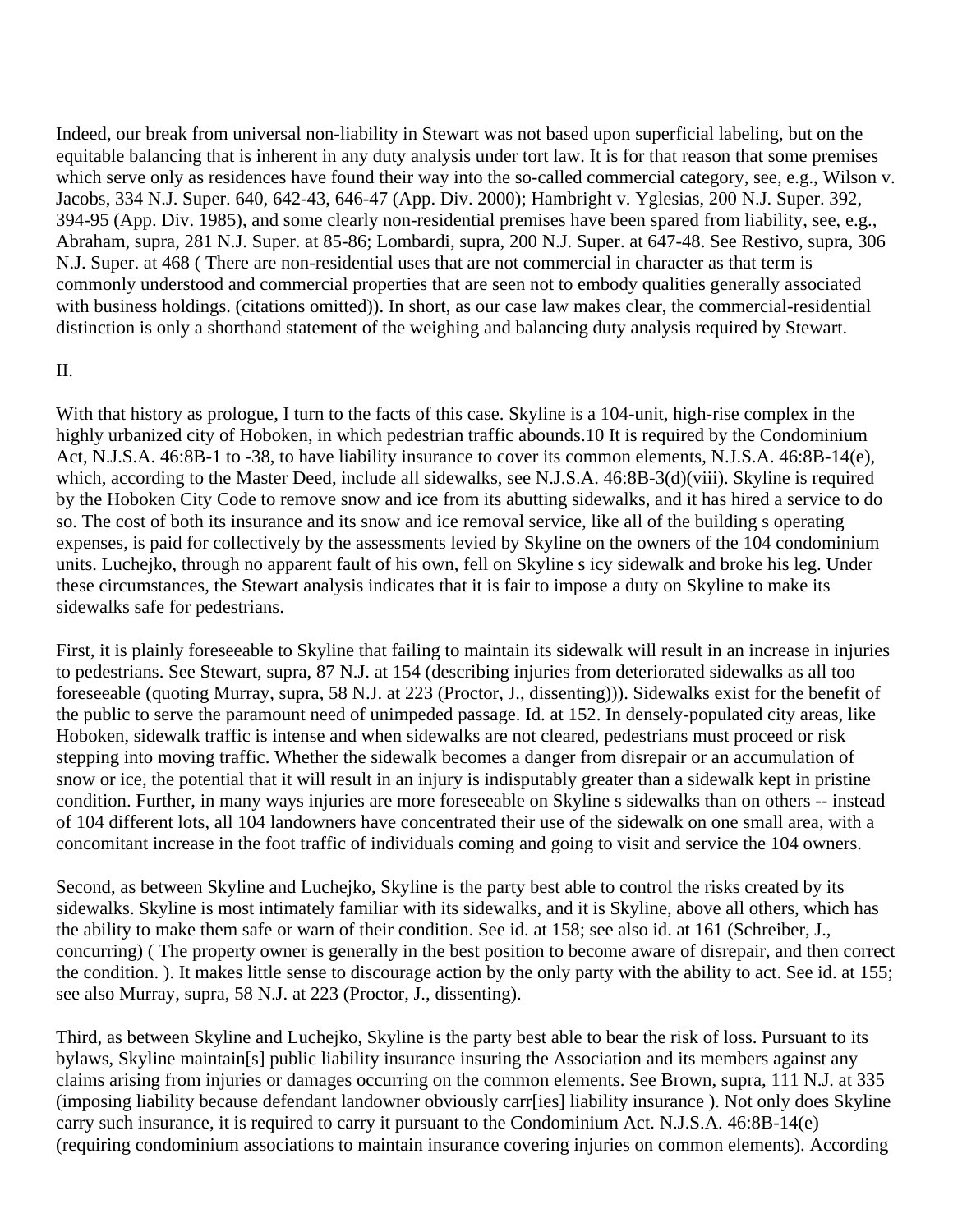Indeed, our break from universal non-liability in Stewart was not based upon superficial labeling, but on the equitable balancing that is inherent in any duty analysis under tort law. It is for that reason that some premises which serve only as residences have found their way into the so-called commercial category, see, e.g., Wilson v. Jacobs, 334 N.J. Super. 640, 642-43, 646-47 (App. Div. 2000); Hambright v. Yglesias, 200 N.J. Super. 392, 394-95 (App. Div. 1985), and some clearly non-residential premises have been spared from liability, see, e.g., Abraham, supra, 281 N.J. Super. at 85-86; Lombardi, supra, 200 N.J. Super. at 647-48. See Restivo, supra, 306 N.J. Super. at 468 ( There are non-residential uses that are not commercial in character as that term is commonly understood and commercial properties that are seen not to embody qualities generally associated with business holdings. (citations omitted)). In short, as our case law makes clear, the commercial-residential distinction is only a shorthand statement of the weighing and balancing duty analysis required by Stewart.

II.

With that history as prologue, I turn to the facts of this case. Skyline is a 104-unit, high-rise complex in the highly urbanized city of Hoboken, in which pedestrian traffic abounds.10 It is required by the Condominium Act, N.J.S.A. 46:8B-1 to -38, to have liability insurance to cover its common elements, N.J.S.A. 46:8B-14(e), which, according to the Master Deed, include all sidewalks, see N.J.S.A. 46:8B-3(d)(viii). Skyline is required by the Hoboken City Code to remove snow and ice from its abutting sidewalks, and it has hired a service to do so. The cost of both its insurance and its snow and ice removal service, like all of the building s operating expenses, is paid for collectively by the assessments levied by Skyline on the owners of the 104 condominium units. Luchejko, through no apparent fault of his own, fell on Skyline s icy sidewalk and broke his leg. Under these circumstances, the Stewart analysis indicates that it is fair to impose a duty on Skyline to make its sidewalks safe for pedestrians.

First, it is plainly foreseeable to Skyline that failing to maintain its sidewalk will result in an increase in injuries to pedestrians. See Stewart, supra, 87 N.J. at 154 (describing injuries from deteriorated sidewalks as all too foreseeable (quoting Murray, supra, 58 N.J. at 223 (Proctor, J., dissenting))). Sidewalks exist for the benefit of the public to serve the paramount need of unimpeded passage. Id. at 152. In densely-populated city areas, like Hoboken, sidewalk traffic is intense and when sidewalks are not cleared, pedestrians must proceed or risk stepping into moving traffic. Whether the sidewalk becomes a danger from disrepair or an accumulation of snow or ice, the potential that it will result in an injury is indisputably greater than a sidewalk kept in pristine condition. Further, in many ways injuries are more foreseeable on Skyline s sidewalks than on others -- instead of 104 different lots, all 104 landowners have concentrated their use of the sidewalk on one small area, with a concomitant increase in the foot traffic of individuals coming and going to visit and service the 104 owners.

Second, as between Skyline and Luchejko, Skyline is the party best able to control the risks created by its sidewalks. Skyline is most intimately familiar with its sidewalks, and it is Skyline, above all others, which has the ability to make them safe or warn of their condition. See id. at 158; see also id. at 161 (Schreiber, J., concurring) ( The property owner is generally in the best position to become aware of disrepair, and then correct the condition. ). It makes little sense to discourage action by the only party with the ability to act. See id. at 155; see also Murray, supra, 58 N.J. at 223 (Proctor, J., dissenting).

Third, as between Skyline and Luchejko, Skyline is the party best able to bear the risk of loss. Pursuant to its bylaws, Skyline maintain[s] public liability insurance insuring the Association and its members against any claims arising from injuries or damages occurring on the common elements. See Brown, supra, 111 N.J. at 335 (imposing liability because defendant landowner obviously carr[ies] liability insurance ). Not only does Skyline carry such insurance, it is required to carry it pursuant to the Condominium Act. N.J.S.A. 46:8B-14(e) (requiring condominium associations to maintain insurance covering injuries on common elements). According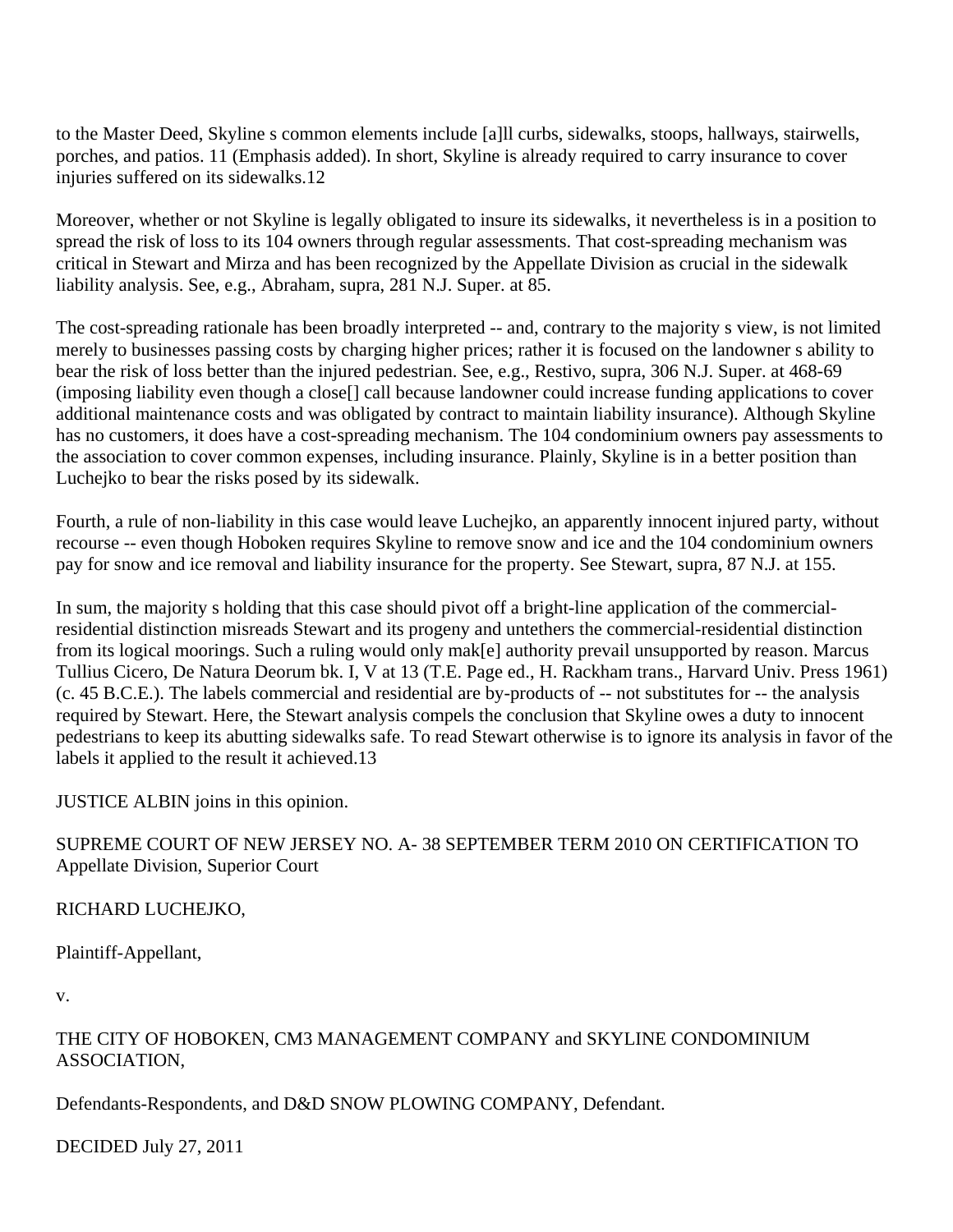to the Master Deed, Skyline s common elements include [a]ll curbs, sidewalks, stoops, hallways, stairwells, porches, and patios. 11 (Emphasis added). In short, Skyline is already required to carry insurance to cover injuries suffered on its sidewalks.12

Moreover, whether or not Skyline is legally obligated to insure its sidewalks, it nevertheless is in a position to spread the risk of loss to its 104 owners through regular assessments. That cost-spreading mechanism was critical in Stewart and Mirza and has been recognized by the Appellate Division as crucial in the sidewalk liability analysis. See, e.g., Abraham, supra, 281 N.J. Super. at 85.

The cost-spreading rationale has been broadly interpreted -- and, contrary to the majority s view, is not limited merely to businesses passing costs by charging higher prices; rather it is focused on the landowner s ability to bear the risk of loss better than the injured pedestrian. See, e.g., Restivo, supra, 306 N.J. Super. at 468-69 (imposing liability even though a close[] call because landowner could increase funding applications to cover additional maintenance costs and was obligated by contract to maintain liability insurance). Although Skyline has no customers, it does have a cost-spreading mechanism. The 104 condominium owners pay assessments to the association to cover common expenses, including insurance. Plainly, Skyline is in a better position than Luchejko to bear the risks posed by its sidewalk.

Fourth, a rule of non-liability in this case would leave Luchejko, an apparently innocent injured party, without recourse -- even though Hoboken requires Skyline to remove snow and ice and the 104 condominium owners pay for snow and ice removal and liability insurance for the property. See Stewart, supra, 87 N.J. at 155.

In sum, the majority s holding that this case should pivot off a bright-line application of the commercial-residential distinction misreads Stewart and its progeny and untethers the commercial-residential distinction from its logical moorings. Such a ruling would only mak[e] authority prevail unsupported by reason. Marcus Tullius Cicero, De Natura Deorum bk. I, V at 13 (T.E. Page ed., H. Rackham trans., Harvard Univ. Press 1961) (c. 45 B.C.E.). The labels commercial and residential are by-products of -- not substitutes for -- the analysis required by Stewart. Here, the Stewart analysis compels the conclusion that Skyline owes a duty to innocent pedestrians to keep its abutting sidewalks safe. To read Stewart otherwise is to ignore its analysis in favor of the labels it applied to the result it achieved.13

JUSTICE ALBIN joins in this opinion.

SUPREME COURT OF NEW JERSEY NO. A- 38 SEPTEMBER TERM 2010 ON CERTIFICATION TO Appellate Division, Superior Court

RICHARD LUCHEJKO,

Plaintiff-Appellant,

v.

THE CITY OF HOBOKEN, CM3 MANAGEMENT COMPANY and SKYLINE CONDOMINIUM ASSOCIATION,

Defendants-Respondents, and D&D SNOW PLOWING COMPANY, Defendant.

DECIDED July 27, 2011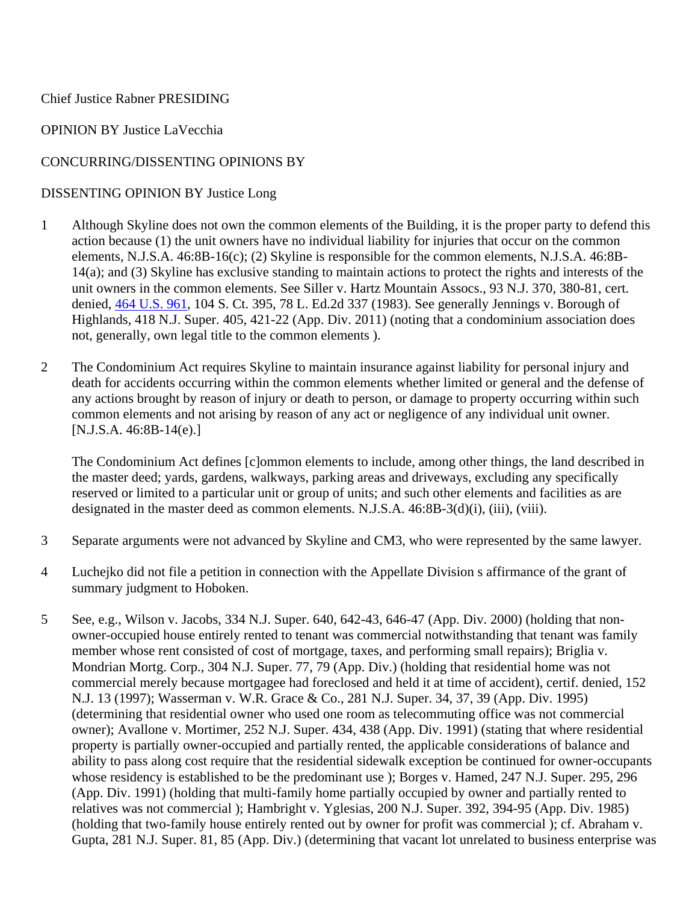Chief Justice Rabner PRESIDING

OPINION BY Justice LaVecchia

CONCURRING/DISSENTING OPINIONS BY

DISSENTING OPINION BY Justice Long

1 Although Skyline does not own the common elements of the Building, it is the proper party to defend this action because (1) the unit owners have no individual liability for injuries that occur on the common elements, N.J.S.A. 46:8B-16(c); (2) Skyline is responsible for the common elements, N.J.S.A. 46:8B-14(a); and (3) Skyline has exclusive standing to maintain actions to protect the rights and interests of the unit owners in the common elements. See Siller v. Hartz Mountain Assocs., 93 N.J. 370, 380-81, cert. denied, 464 U.S. 961, 104 S. Ct. 395, 78 L. Ed.2d 337 (1983). See generally Jennings v. Borough of Highlands, 418 N.J. Super. 405, 421-22 (App. Div. 2011) (noting that a condominium association does not, generally, own legal title to the common elements ).

2 The Condominium Act requires Skyline to maintain insurance against liability for personal injury and death for accidents occurring within the common elements whether limited or general and the defense of any actions brought by reason of injury or death to person, or damage to property occurring within such common elements and not arising by reason of any act or negligence of any individual unit owner. [N.J.S.A. 46:8B-14(e).]

The Condominium Act defines [c]ommon elements to include, among other things, the land described in the master deed; yards, gardens, walkways, parking areas and driveways, excluding any specifically reserved or limited to a particular unit or group of units; and such other elements and facilities as are designated in the master deed as common elements. N.J.S.A. 46:8B-3(d)(i), (iii), (viii).

3 Separate arguments were not advanced by Skyline and CM3, who were represented by the same lawyer.

4 Luchejko did not file a petition in connection with the Appellate Division s affirmance of the grant of summary judgment to Hoboken.

5 See, e.g., Wilson v. Jacobs, 334 N.J. Super. 640, 642-43, 646-47 (App. Div. 2000) (holding that non-owner-occupied house entirely rented to tenant was commercial notwithstanding that tenant was family member whose rent consisted of cost of mortgage, taxes, and performing small repairs); Briglia v. Mondrian Mortg. Corp., 304 N.J. Super. 77, 79 (App. Div.) (holding that residential home was not commercial merely because mortgagee had foreclosed and held it at time of accident), certif. denied, 152 N.J. 13 (1997); Wasserman v. W.R. Grace & Co., 281 N.J. Super. 34, 37, 39 (App. Div. 1995) (determining that residential owner who used one room as telecommuting office was not commercial owner); Avallone v. Mortimer, 252 N.J. Super. 434, 438 (App. Div. 1991) (stating that where residential property is partially owner-occupied and partially rented, the applicable considerations of balance and ability to pass along cost require that the residential sidewalk exception be continued for owner-occupants whose residency is established to be the predominant use ); Borges v. Hamed, 247 N.J. Super. 295, 296 (App. Div. 1991) (holding that multi-family home partially occupied by owner and partially rented to relatives was not commercial ); Hambright v. Yglesias, 200 N.J. Super. 392, 394-95 (App. Div. 1985) (holding that two-family house entirely rented out by owner for profit was commercial ); cf. Abraham v. Gupta, 281 N.J. Super. 81, 85 (App. Div.) (determining that vacant lot unrelated to business enterprise was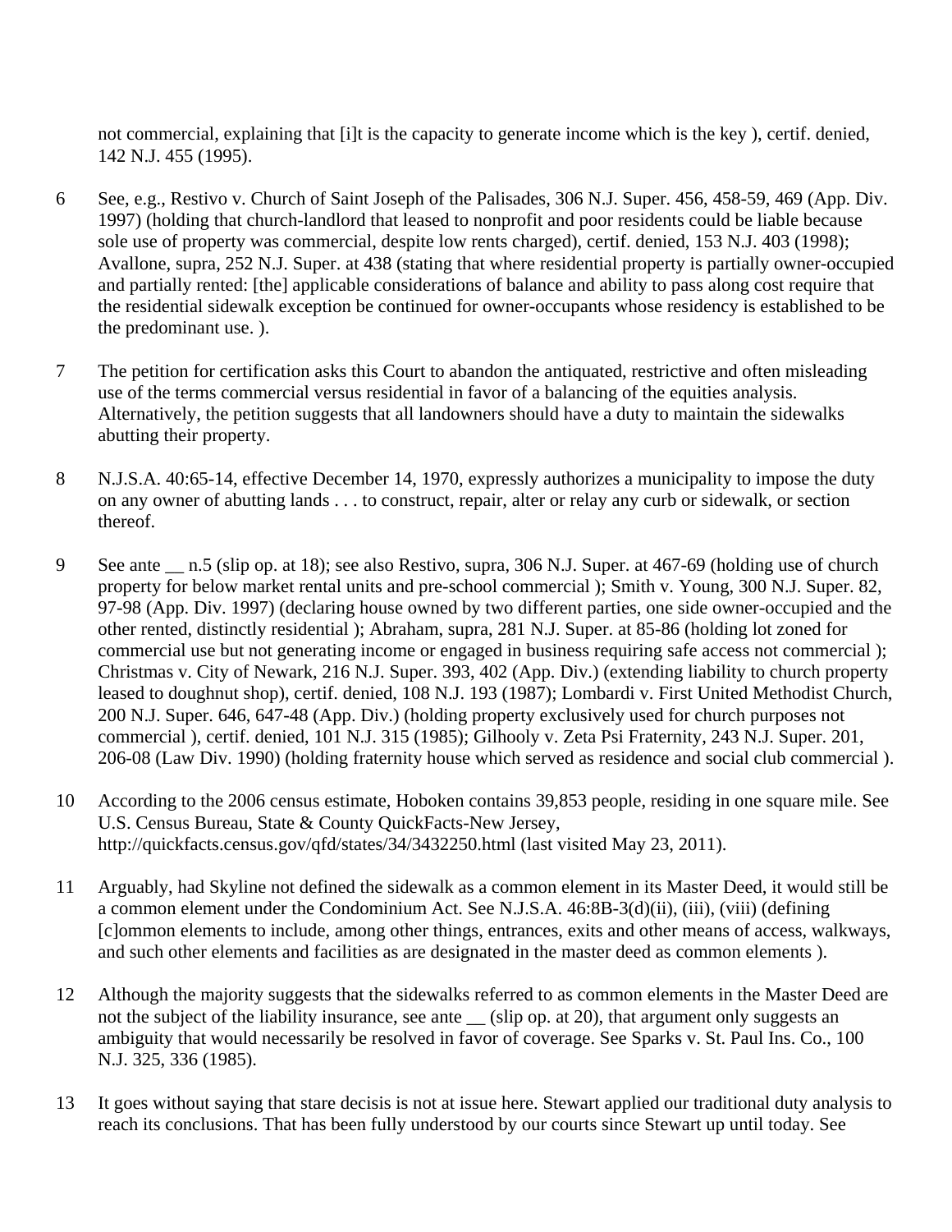not commercial, explaining that [i]t is the capacity to generate income which is the key ), certif. denied, 142 N.J. 455 (1995).

6 See, e.g., Restivo v. Church of Saint Joseph of the Palisades, 306 N.J. Super. 456, 458-59, 469 (App. Div. 1997) (holding that church-landlord that leased to nonprofit and poor residents could be liable because sole use of property was commercial, despite low rents charged), certif. denied, 153 N.J. 403 (1998); Avallone, supra, 252 N.J. Super. at 438 (stating that where residential property is partially owner-occupied and partially rented: [the] applicable considerations of balance and ability to pass along cost require that the residential sidewalk exception be continued for owner-occupants whose residency is established to be the predominant use. ).

7 The petition for certification asks this Court to abandon the antiquated, restrictive and often misleading use of the terms commercial versus residential in favor of a balancing of the equities analysis. Alternatively, the petition suggests that all landowners should have a duty to maintain the sidewalks abutting their property.

8 N.J.S.A. 40:65-14, effective December 14, 1970, expressly authorizes a municipality to impose the duty on any owner of abutting lands . . . to construct, repair, alter or relay any curb or sidewalk, or section thereof.

9 See ante __ n.5 (slip op. at 18); see also Restivo, supra, 306 N.J. Super. at 467-69 (holding use of church property for below market rental units and pre-school commercial ); Smith v. Young, 300 N.J. Super. 82, 97-98 (App. Div. 1997) (declaring house owned by two different parties, one side owner-occupied and the other rented, distinctly residential ); Abraham, supra, 281 N.J. Super. at 85-86 (holding lot zoned for commercial use but not generating income or engaged in business requiring safe access not commercial ); Christmas v. City of Newark, 216 N.J. Super. 393, 402 (App. Div.) (extending liability to church property leased to doughnut shop), certif. denied, 108 N.J. 193 (1987); Lombardi v. First United Methodist Church, 200 N.J. Super. 646, 647-48 (App. Div.) (holding property exclusively used for church purposes not commercial ), certif. denied, 101 N.J. 315 (1985); Gilhooly v. Zeta Psi Fraternity, 243 N.J. Super. 201, 206-08 (Law Div. 1990) (holding fraternity house which served as residence and social club commercial ).

10 According to the 2006 census estimate, Hoboken contains 39,853 people, residing in one square mile. See U.S. Census Bureau, State & County QuickFacts-New Jersey, http://quickfacts.census.gov/qfd/states/34/3432250.html (last visited May 23, 2011).

11 Arguably, had Skyline not defined the sidewalk as a common element in its Master Deed, it would still be a common element under the Condominium Act. See N.J.S.A. 46:8B-3(d)(ii), (iii), (viii) (defining [c]ommon elements to include, among other things, entrances, exits and other means of access, walkways, and such other elements and facilities as are designated in the master deed as common elements ).

12 Although the majority suggests that the sidewalks referred to as common elements in the Master Deed are not the subject of the liability insurance, see ante __ (slip op. at 20), that argument only suggests an ambiguity that would necessarily be resolved in favor of coverage. See Sparks v. St. Paul Ins. Co., 100 N.J. 325, 336 (1985).

13 It goes without saying that stare decisis is not at issue here. Stewart applied our traditional duty analysis to reach its conclusions. That has been fully understood by our courts since Stewart up until today. See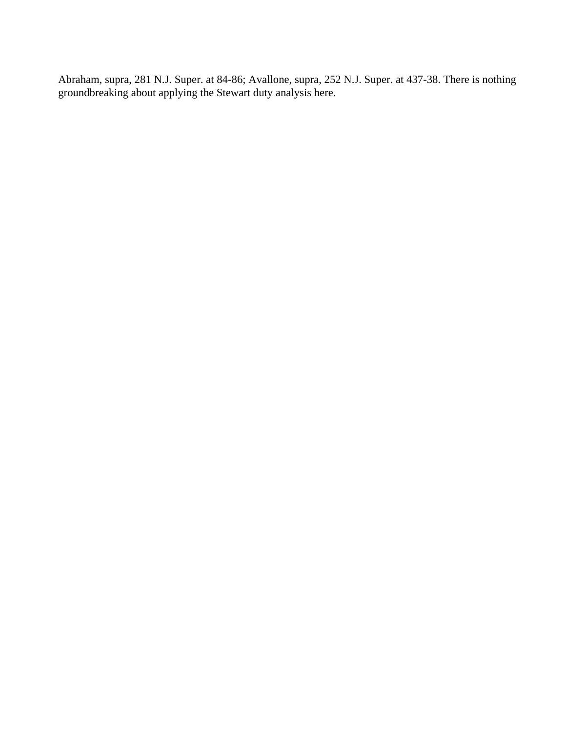Abraham, supra, 281 N.J. Super. at 84-86; Avallone, supra, 252 N.J. Super. at 437-38. There is nothing groundbreaking about applying the Stewart duty analysis here.